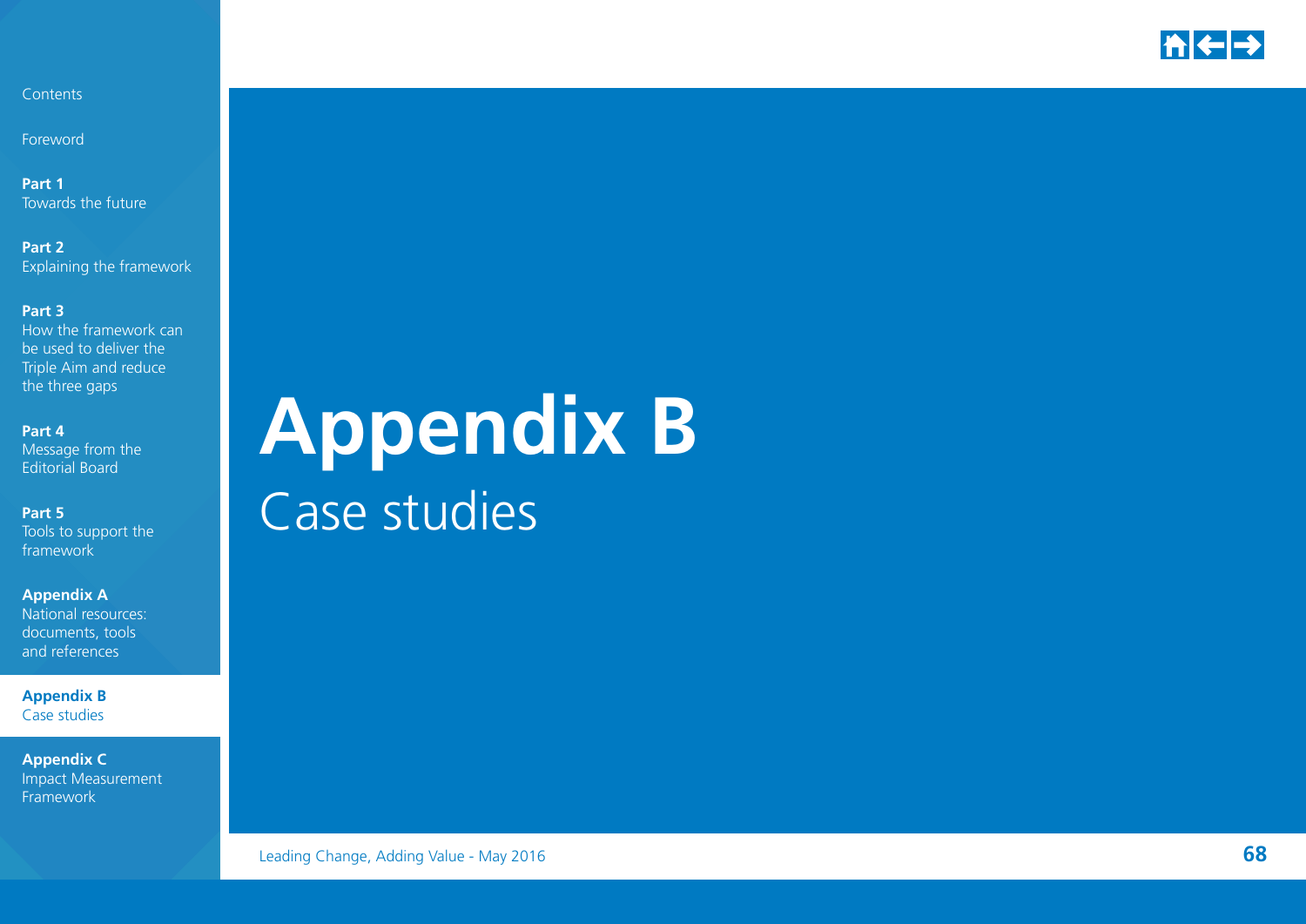# Appendix B

## Case studies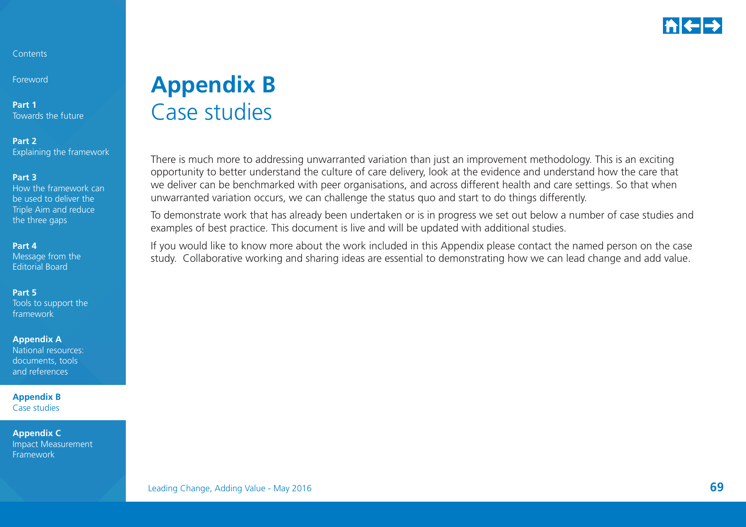# Appendix B
## Case studies

There is much more to addressing unwarranted variation than just an improvement methodology. This is an exciting opportunity to better understand the culture of care delivery, look at the evidence and understand how the care that we deliver can be benchmarked with peer organisations, and across different health and care settings. So that when unwarranted variation occurs, we can challenge the status quo and start to do things differently.

To demonstrate work that has already been undertaken or is in progress we set out below a number of case studies and examples of best practice. This document is live and will be updated with additional studies.

If you would like to know more about the work included in this Appendix please contact the named person on the case study. Collaborative working and sharing ideas are essential to demonstrating how we can lead change and add value.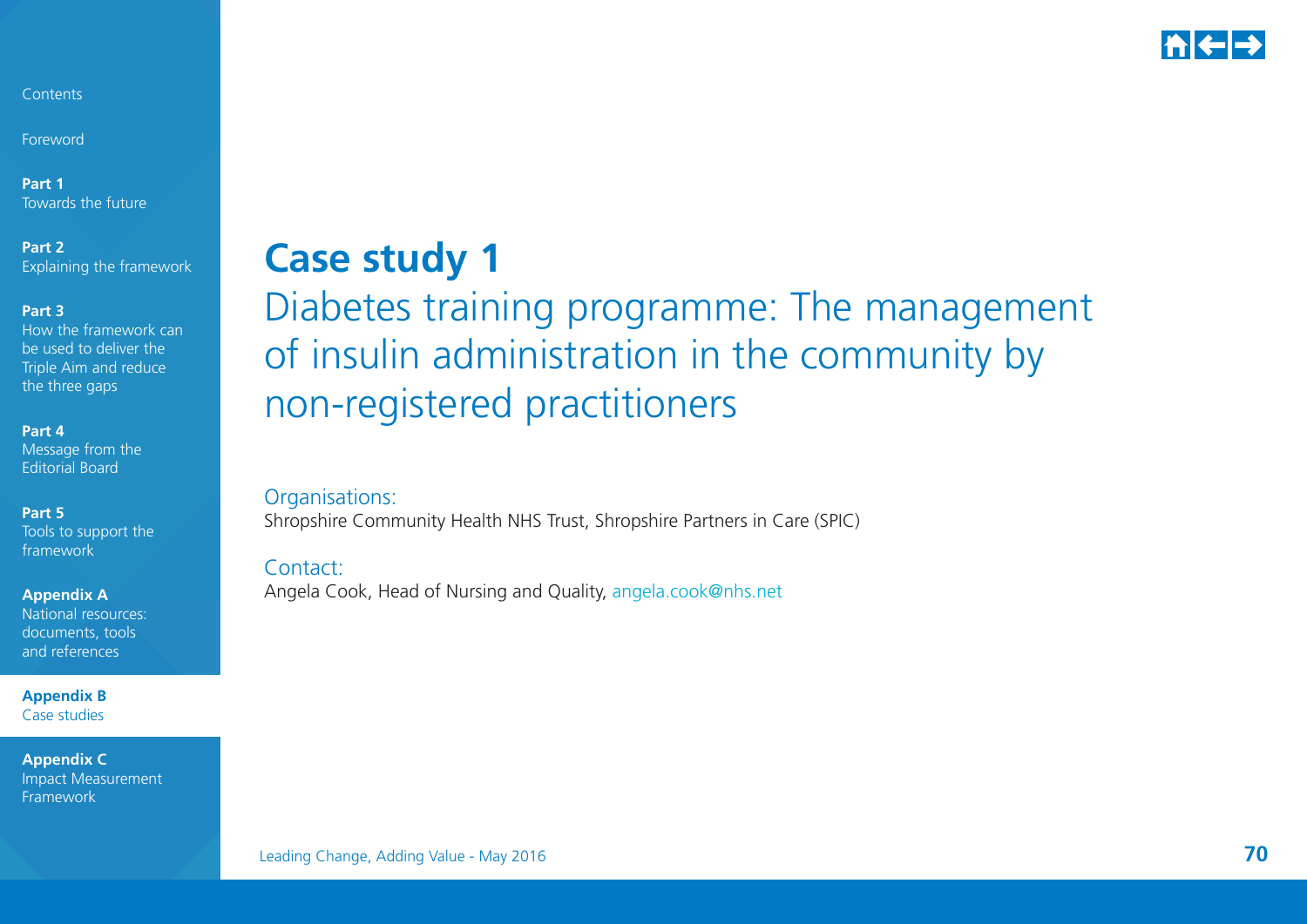# Case study 1

## Diabetes training programme: The management of insulin administration in the community by non-registered practitioners

Organisations:
Shropshire Community Health NHS Trust, Shropshire Partners in Care (SPIC)

Contact:
Angela Cook, Head of Nursing and Quality, angela.cook@nhs.net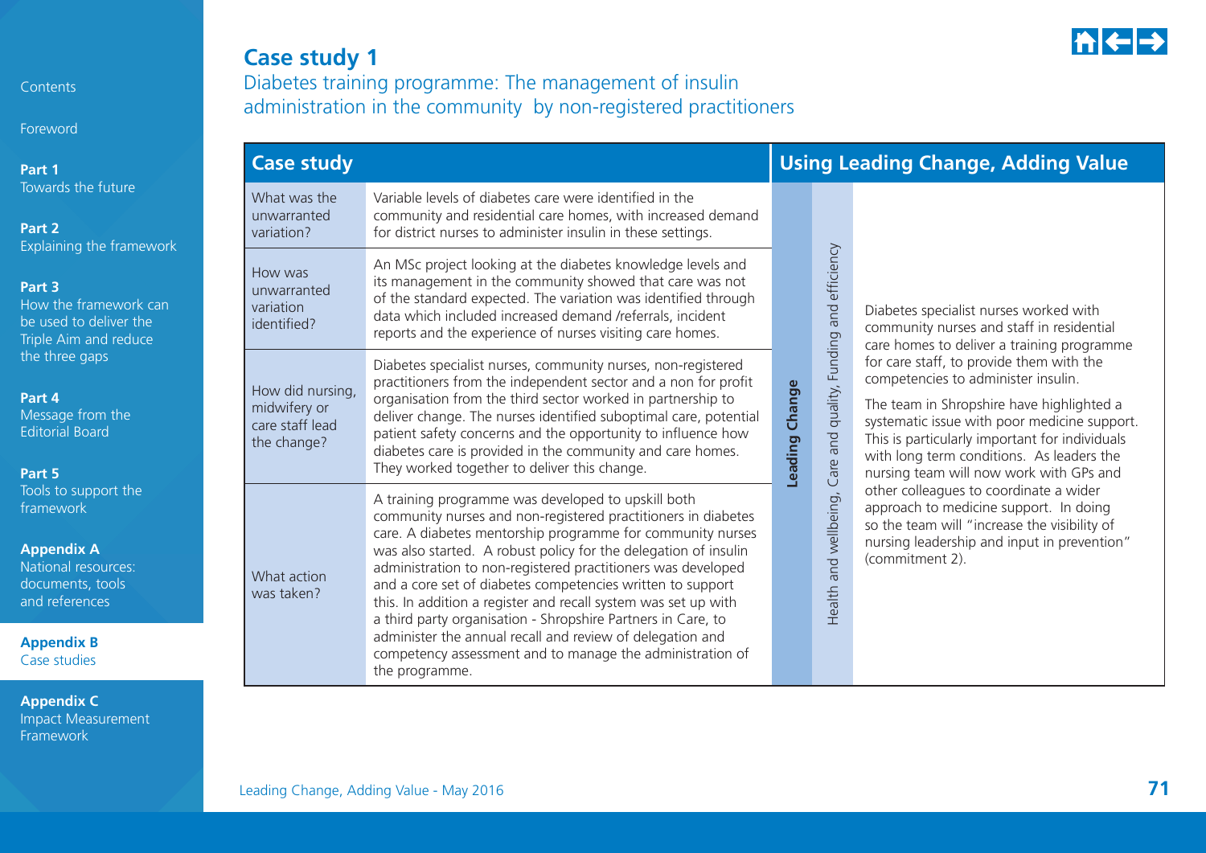# Case study 1

## Diabetes training programme: The management of insulin administration in the community by non-registered practitioners

| Case study | |
|---|---|
| What was the unwarranted variation? | Variable levels of diabetes care were identified in the community and residential care homes, with increased demand for district nurses to administer insulin in these settings. |
| How was unwarranted variation identified? | An MSc project looking at the diabetes knowledge levels and its management in the community showed that care was not of the standard expected. The variation was identified through data which included increased demand /referrals, incident reports and the experience of nurses visiting care homes. |
| How did nursing, midwifery or care staff lead the change? | Diabetes specialist nurses, community nurses, non-registered practitioners from the independent sector and a non for profit organisation from the third sector worked in partnership to deliver change. The nurses identified suboptimal care, potential patient safety concerns and the opportunity to influence how diabetes care is provided in the community and care homes. They worked together to deliver this change. |
| What action was taken? | A training programme was developed to upskill both community nurses and non-registered practitioners in diabetes care. A diabetes mentorship programme for community nurses was also started. A robust policy for the delegation of insulin administration to non-registered practitioners was developed and a core set of diabetes competencies written to support this. In addition a register and recall system was set up with a third party organisation - Shropshire Partners in Care, to administer the annual recall and review of delegation and competency assessment and to manage the administration of the programme. |

| Using Leading Change, Adding Value | | |
|---|---|---|
| **Leading Change** | Health and wellbeing, Care and quality, Funding and efficiency | Diabetes specialist nurses worked with community nurses and staff in residential care homes to deliver a training programme for care staff, to provide them with the competencies to administer insulin.<br><br>The team in Shropshire have highlighted a systematic issue with poor medicine support. This is particularly important for individuals with long term conditions. As leaders the nursing team will now work with GPs and other colleagues to coordinate a wider approach to medicine support. In doing so the team will "increase the visibility of nursing leadership and input in prevention" (commitment 2). |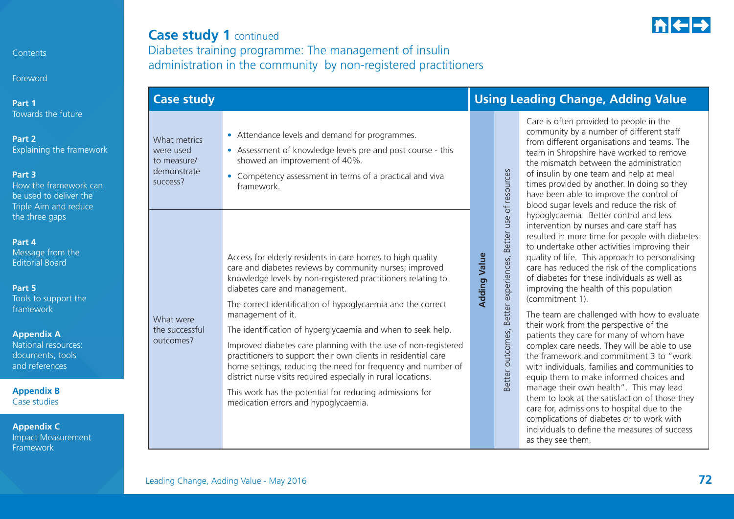## Case study 1 continued

### Diabetes training programme: The management of insulin administration in the community by non-registered practitioners

| Case study | | Using Leading Change, Adding Value | | |
|---|---|---|---|---|
| What metrics were used to measure/ demonstrate success? | • Attendance levels and demand for programmes.<br>• Assessment of knowledge levels pre and post course - this showed an improvement of 40%.<br>• Competency assessment in terms of a practical and viva framework. | **Adding Value** | Better outcomes, Better experiences, Better use of resources | Care is often provided to people in the community by a number of different staff from different organisations and teams. The team in Shropshire have worked to remove the mismatch between the administration of insulin by one team and help at meal times provided by another. In doing so they have been able to improve the control of blood sugar levels and reduce the risk of hypoglycaemia. Better control and less intervention by nurses and care staff has resulted in more time for people with diabetes to undertake other activities improving their quality of life. This approach to personalising care has reduced the risk of the complications of diabetes for these individuals as well as improving the health of this population (commitment 1).<br><br>The team are challenged with how to evaluate their work from the perspective of the patients they care for many of whom have complex care needs. They will be able to use the framework and commitment 3 to "work with individuals, families and communities to equip them to make informed choices and manage their own health". This may lead them to look at the satisfaction of those they care for, admissions to hospital due to the complications of diabetes or to work with individuals to define the measures of success as they see them. |
| What were the successful outcomes? | Access for elderly residents in care homes to high quality care and diabetes reviews by community nurses; improved knowledge levels by non-registered practitioners relating to diabetes care and management.<br><br>The correct identification of hypoglycaemia and the correct management of it.<br><br>The identification of hyperglycaemia and when to seek help.<br><br>Improved diabetes care planning with the use of non-registered practitioners to support their own clients in residential care home settings, reducing the need for frequency and number of district nurse visits required especially in rural locations.<br><br>This work has the potential for reducing admissions for medication errors and hypoglycaemia. | | | |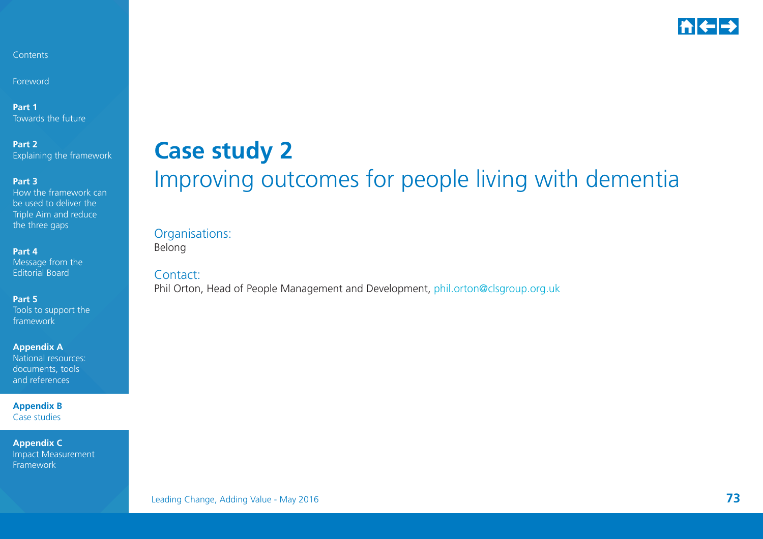# Case study 2

## Improving outcomes for people living with dementia

Organisations:
Belong

Contact:
Phil Orton, Head of People Management and Development, phil.orton@clsgroup.org.uk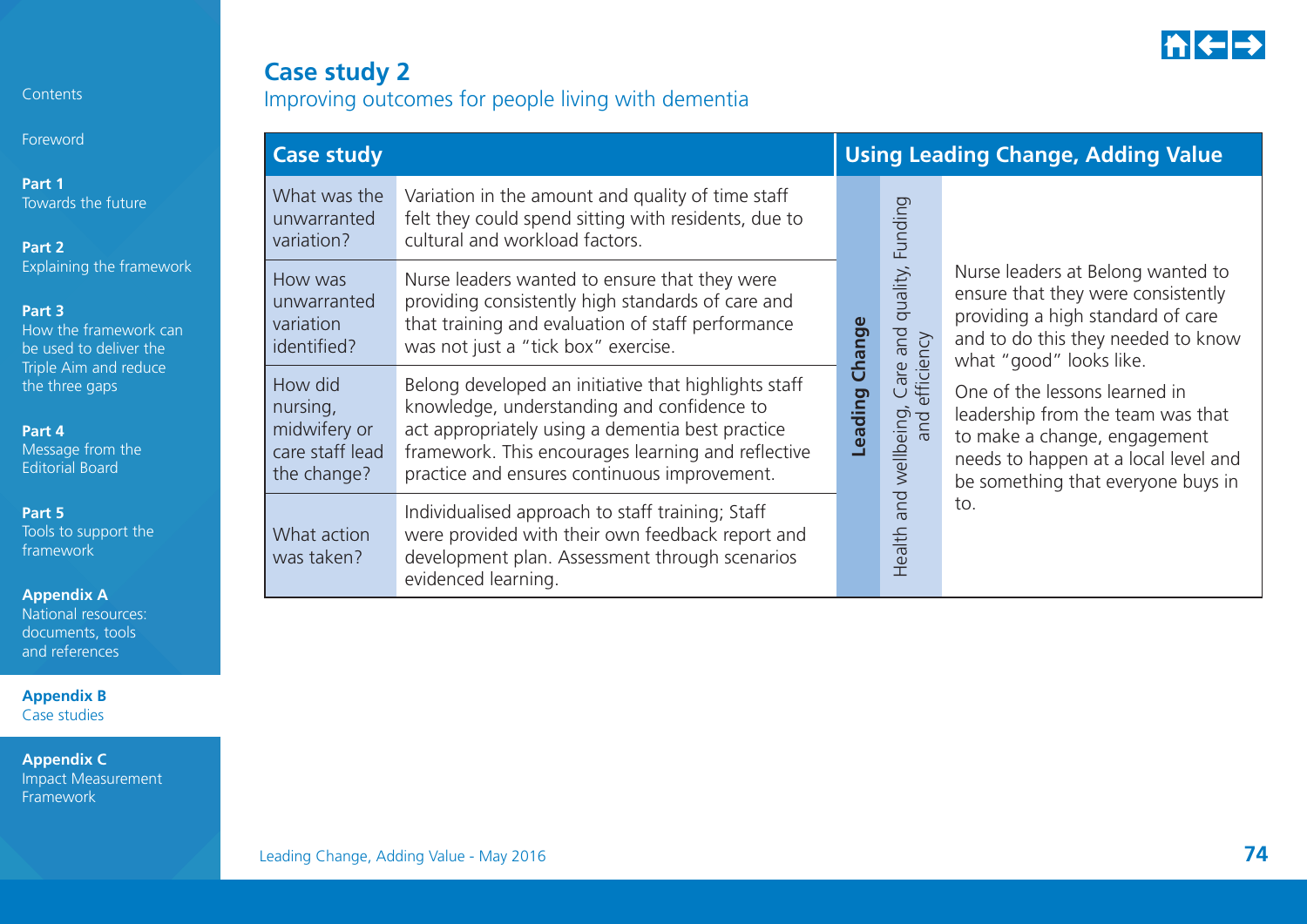## Case study 2

Improving outcomes for people living with dementia

| Case study | | Using Leading Change, Adding Value | | |
|---|---|---|---|---|
| What was the unwarranted variation? | Variation in the amount and quality of time staff felt they could spend sitting with residents, due to cultural and workload factors. | Leading Change | Health and wellbeing, Care and quality, Funding and efficiency | Nurse leaders at Belong wanted to ensure that they were consistently providing a high standard of care and to do this they needed to know what "good" looks like. One of the lessons learned in leadership from the team was that to make a change, engagement needs to happen at a local level and be something that everyone buys in to. |
| How was unwarranted variation identified? | Nurse leaders wanted to ensure that they were providing consistently high standards of care and that training and evaluation of staff performance was not just a "tick box" exercise. | | | |
| How did nursing, midwifery or care staff lead the change? | Belong developed an initiative that highlights staff knowledge, understanding and confidence to act appropriately using a dementia best practice framework. This encourages learning and reflective practice and ensures continuous improvement. | | | |
| What action was taken? | Individualised approach to staff training; Staff were provided with their own feedback report and development plan. Assessment through scenarios evidenced learning. | | | |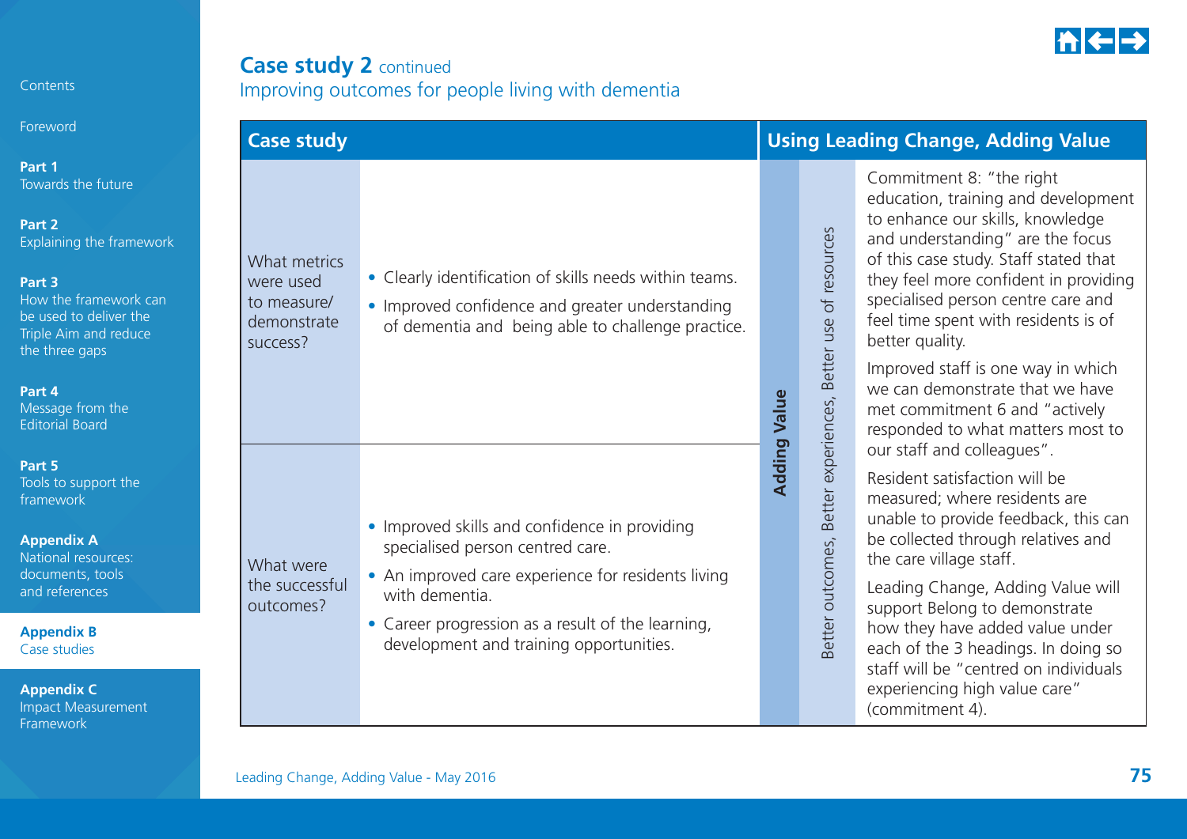## Case study 2 continued

### Improving outcomes for people living with dementia

| Case study | | Using Leading Change, Adding Value | | |
|---|---|---|---|---|
| What metrics were used to measure/ demonstrate success? | • Clearly identification of skills needs within teams.<br>• Improved confidence and greater understanding of dementia and being able to challenge practice. | Adding Value | Better outcomes, Better experiences, Better use of resources | Commitment 8: "the right education, training and development to enhance our skills, knowledge and understanding" are the focus of this case study. Staff stated that they feel more confident in providing specialised person centre care and feel time spent with residents is of better quality.<br><br>Improved staff is one way in which we can demonstrate that we have met commitment 6 and "actively responded to what matters most to our staff and colleagues".<br><br>Resident satisfaction will be measured; where residents are unable to provide feedback, this can be collected through relatives and the care village staff.<br><br>Leading Change, Adding Value will support Belong to demonstrate how they have added value under each of the 3 headings. In doing so staff will be "centred on individuals experiencing high value care" (commitment 4). |
| What were the successful outcomes? | • Improved skills and confidence in providing specialised person centred care.<br>• An improved care experience for residents living with dementia.<br>• Career progression as a result of the learning, development and training opportunities. | | | |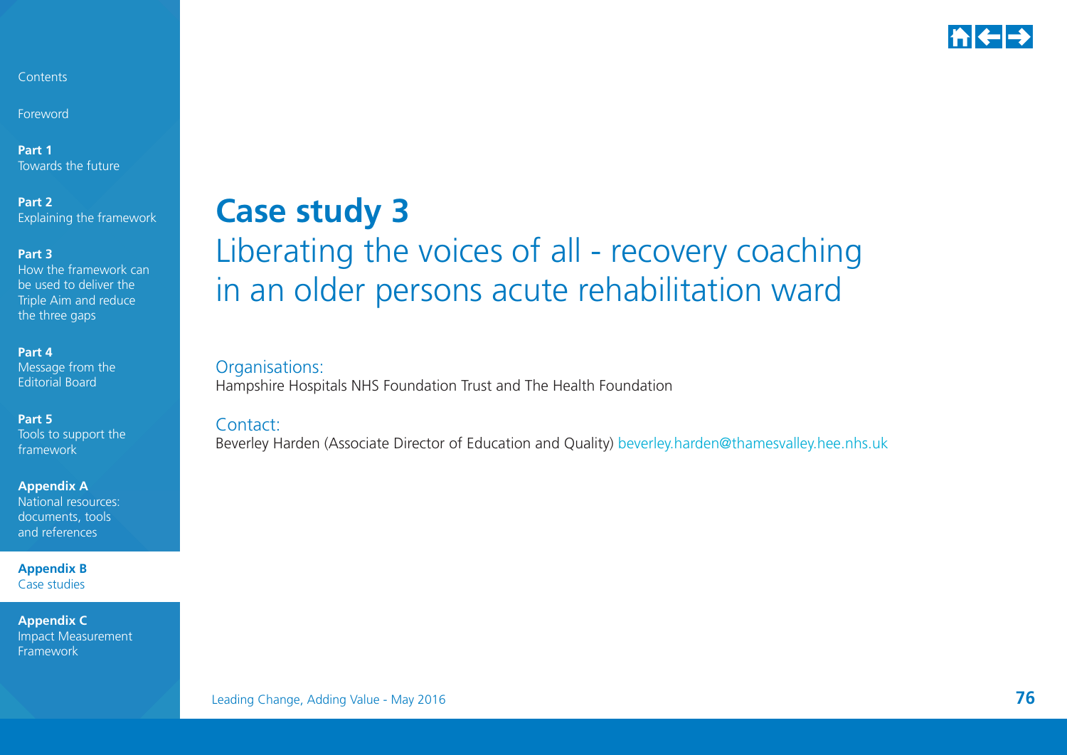# Case study 3

## Liberating the voices of all - recovery coaching in an older persons acute rehabilitation ward

Organisations:

Hampshire Hospitals NHS Foundation Trust and The Health Foundation

Contact:

Beverley Harden (Associate Director of Education and Quality) beverley.harden@thamesvalley.hee.nhs.uk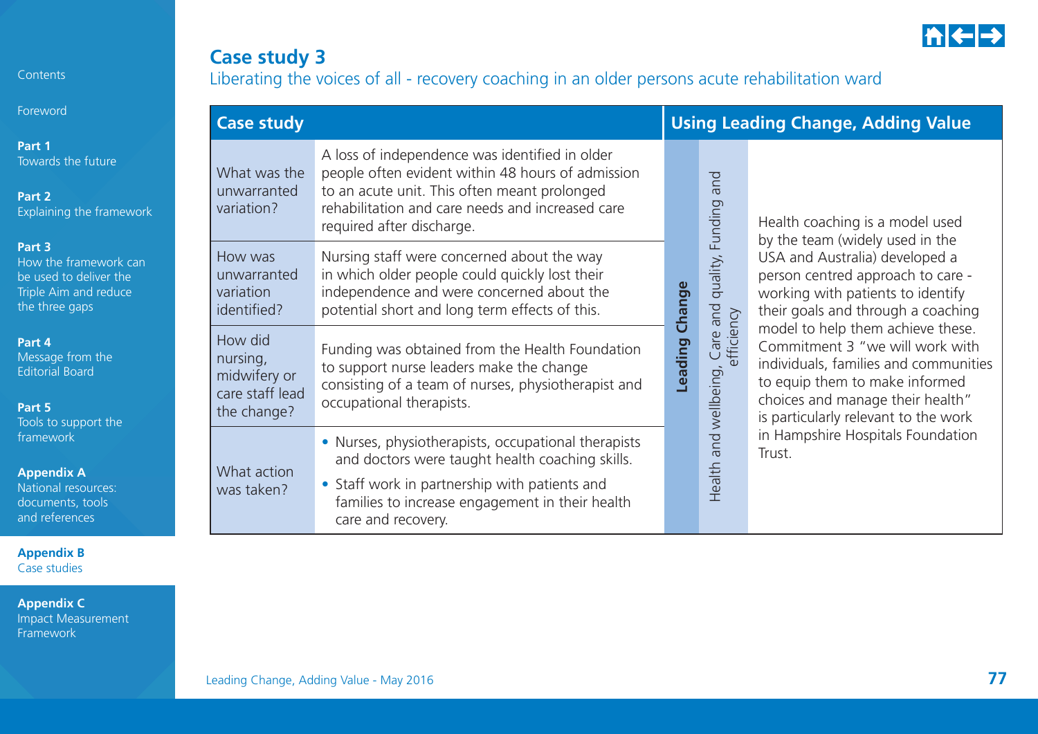## Case study 3

Liberating the voices of all - recovery coaching in an older persons acute rehabilitation ward

| Case study | | Using Leading Change, Adding Value | | |
|---|---|---|---|---|
| What was the unwarranted variation? | A loss of independence was identified in older people often evident within 48 hours of admission to an acute unit. This often meant prolonged rehabilitation and care needs and increased care required after discharge. | **Leading Change** | Health and wellbeing, Care and quality, Funding and efficiency | Health coaching is a model used by the team (widely used in the USA and Australia) developed a person centred approach to care - working with patients to identify their goals and through a coaching model to help them achieve these. Commitment 3 "we will work with individuals, families and communities to equip them to make informed choices and manage their health" is particularly relevant to the work in Hampshire Hospitals Foundation Trust. |
| How was unwarranted variation identified? | Nursing staff were concerned about the way in which older people could quickly lost their independence and were concerned about the potential short and long term effects of this. | | | |
| How did nursing, midwifery or care staff lead the change? | Funding was obtained from the Health Foundation to support nurse leaders make the change consisting of a team of nurses, physiotherapist and occupational therapists. | | | |
| What action was taken? | • Nurses, physiotherapists, occupational therapists and doctors were taught health coaching skills.<br>• Staff work in partnership with patients and families to increase engagement in their health care and recovery. | | | |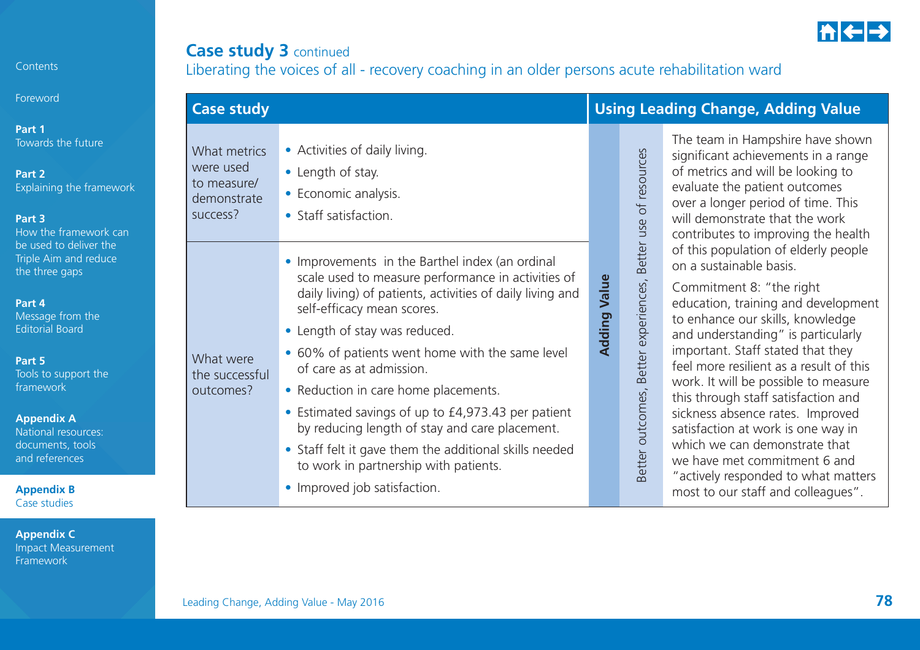## Case study 3 continued

### Liberating the voices of all - recovery coaching in an older persons acute rehabilitation ward

| Case study | | Using Leading Change, Adding Value | | |
|---|---|---|---|---|
| What metrics were used to measure/ demonstrate success? | • Activities of daily living.<br>• Length of stay.<br>• Economic analysis.<br>• Staff satisfaction. | **Adding Value** | Better outcomes, Better experiences, Better use of resources | The team in Hampshire have shown significant achievements in a range of metrics and will be looking to evaluate the patient outcomes over a longer period of time. This will demonstrate that the work contributes to improving the health of this population of elderly people on a sustainable basis.<br><br>Commitment 8: "the right education, training and development to enhance our skills, knowledge and understanding" is particularly important. Staff stated that they feel more resilient as a result of this work. It will be possible to measure this through staff satisfaction and sickness absence rates. Improved satisfaction at work is one way in which we can demonstrate that we have met commitment 6 and "actively responded to what matters most to our staff and colleagues". |
| What were the successful outcomes? | • Improvements in the Barthel index (an ordinal scale used to measure performance in activities of daily living) of patients, activities of daily living and self-efficacy mean scores.<br>• Length of stay was reduced.<br>• 60% of patients went home with the same level of care as at admission.<br>• Reduction in care home placements.<br>• Estimated savings of up to £4,973.43 per patient by reducing length of stay and care placement.<br>• Staff felt it gave them the additional skills needed to work in partnership with patients.<br>• Improved job satisfaction. | | | |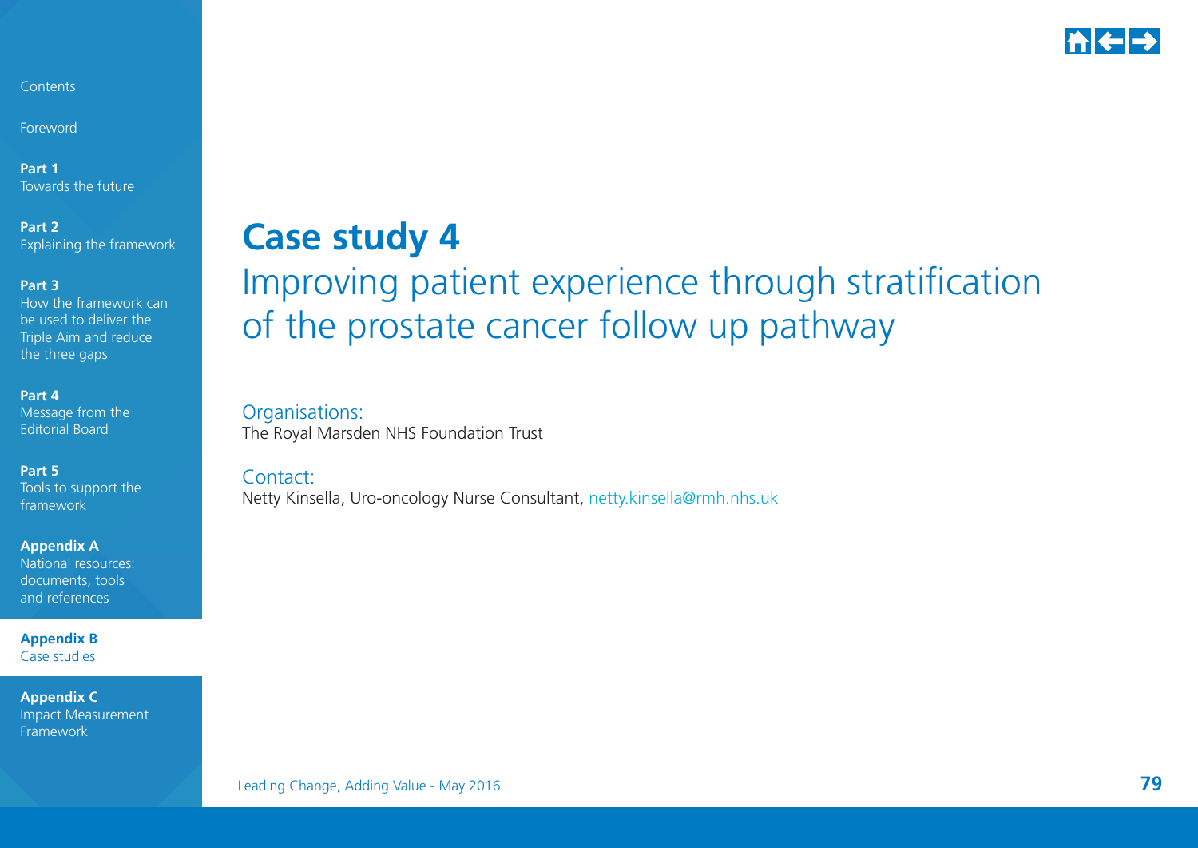# Case study 4

## Improving patient experience through stratification of the prostate cancer follow up pathway

Organisations:

The Royal Marsden NHS Foundation Trust

Contact:

Netty Kinsella, Uro-oncology Nurse Consultant, netty.kinsella@rmh.nhs.uk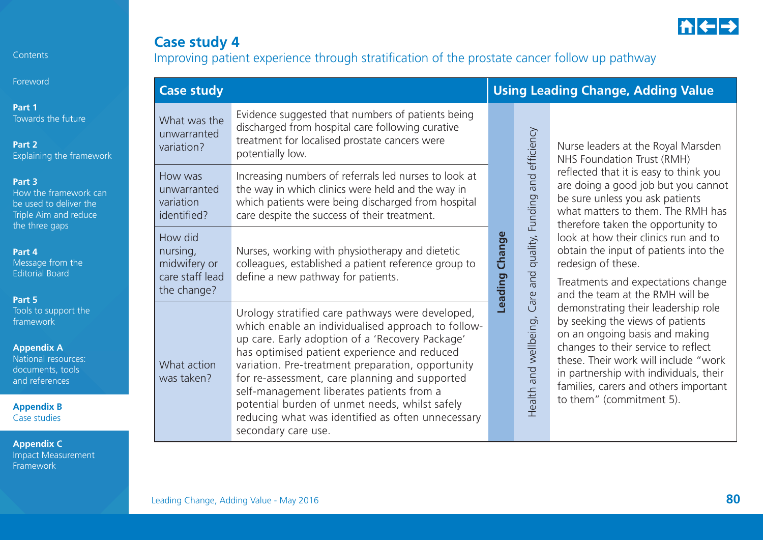# Case study 4

## Improving patient experience through stratification of the prostate cancer follow up pathway

| Case study | | Using Leading Change, Adding Value | | |
|---|---|---|---|---|
| What was the unwarranted variation? | Evidence suggested that numbers of patients being discharged from hospital care following curative treatment for localised prostate cancers were potentially low. | Leading Change | Health and wellbeing, Care and quality, Funding and efficiency | Nurse leaders at the Royal Marsden NHS Foundation Trust (RMH) reflected that it is easy to think you are doing a good job but you cannot be sure unless you ask patients what matters to them. The RMH has therefore taken the opportunity to look at how their clinics run and to obtain the input of patients into the redesign of these.<br><br>Treatments and expectations change and the team at the RMH will be demonstrating their leadership role by seeking the views of patients on an ongoing basis and making changes to their service to reflect these. Their work will include "work in partnership with individuals, their families, carers and others important to them" (commitment 5). |
| How was unwarranted variation identified? | Increasing numbers of referrals led nurses to look at the way in which clinics were held and the way in which patients were being discharged from hospital care despite the success of their treatment. | | | |
| How did nursing, midwifery or care staff lead the change? | Nurses, working with physiotherapy and dietetic colleagues, established a patient reference group to define a new pathway for patients. | | | |
| What action was taken? | Urology stratified care pathways were developed, which enable an individualised approach to follow-up care. Early adoption of a 'Recovery Package' has optimised patient experience and reduced variation. Pre-treatment preparation, opportunity for re-assessment, care planning and supported self-management liberates patients from a potential burden of unmet needs, whilst safely reducing what was identified as often unnecessary secondary care use. | | | |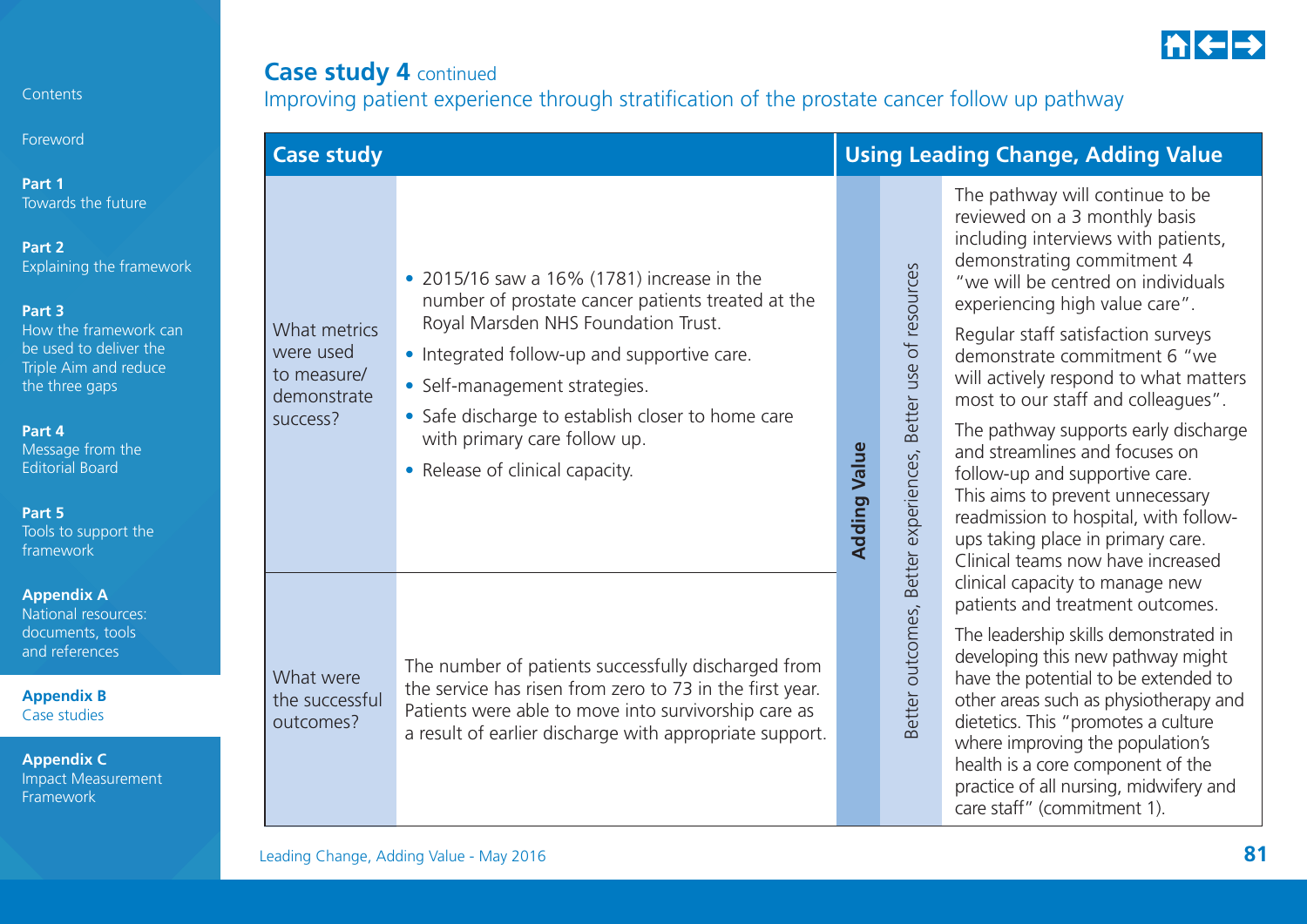## Case study 4 continued

Improving patient experience through stratification of the prostate cancer follow up pathway

| Case study | | Using Leading Change, Adding Value | | |
|---|---|---|---|---|
| What metrics were used to measure/ demonstrate success? | • 2015/16 saw a 16% (1781) increase in the number of prostate cancer patients treated at the Royal Marsden NHS Foundation Trust.<br>• Integrated follow-up and supportive care.<br>• Self-management strategies.<br>• Safe discharge to establish closer to home care with primary care follow up.<br>• Release of clinical capacity. | **Adding Value** | Better outcomes, Better experiences, Better use of resources | The pathway will continue to be reviewed on a 3 monthly basis including interviews with patients, demonstrating commitment 4 "we will be centred on individuals experiencing high value care".<br><br>Regular staff satisfaction surveys demonstrate commitment 6 "we will actively respond to what matters most to our staff and colleagues".<br><br>The pathway supports early discharge and streamlines and focuses on follow-up and supportive care. This aims to prevent unnecessary readmission to hospital, with follow-ups taking place in primary care. Clinical teams now have increased clinical capacity to manage new patients and treatment outcomes.<br><br>The leadership skills demonstrated in developing this new pathway might have the potential to be extended to other areas such as physiotherapy and dietetics. This "promotes a culture where improving the population's health is a core component of the practice of all nursing, midwifery and care staff" (commitment 1). |
| What were the successful outcomes? | The number of patients successfully discharged from the service has risen from zero to 73 in the first year. Patients were able to move into survivorship care as a result of earlier discharge with appropriate support. | | | |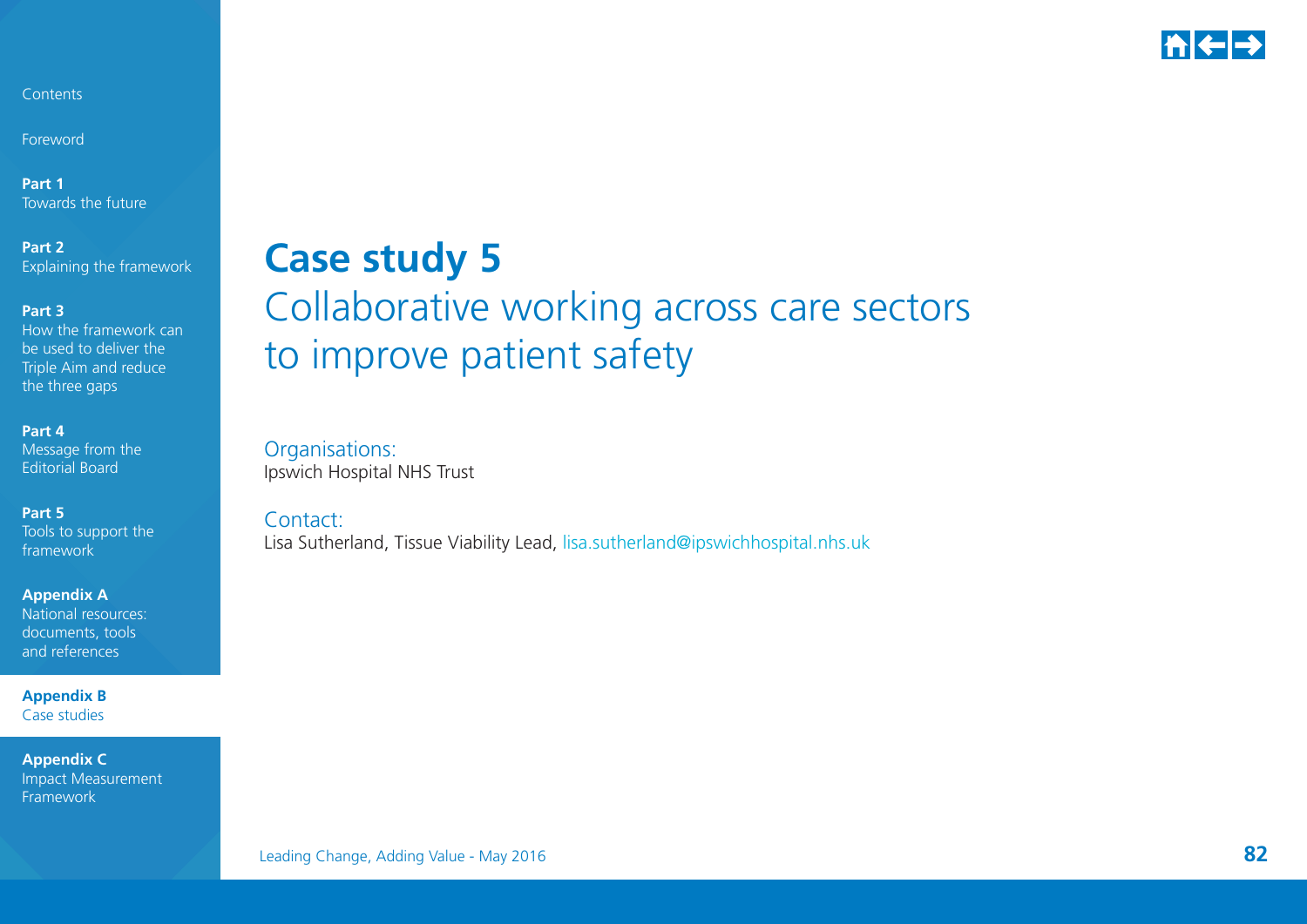# Case study 5

## Collaborative working across care sectors to improve patient safety

Organisations:
Ipswich Hospital NHS Trust

Contact:
Lisa Sutherland, Tissue Viability Lead, lisa.sutherland@ipswichhospital.nhs.uk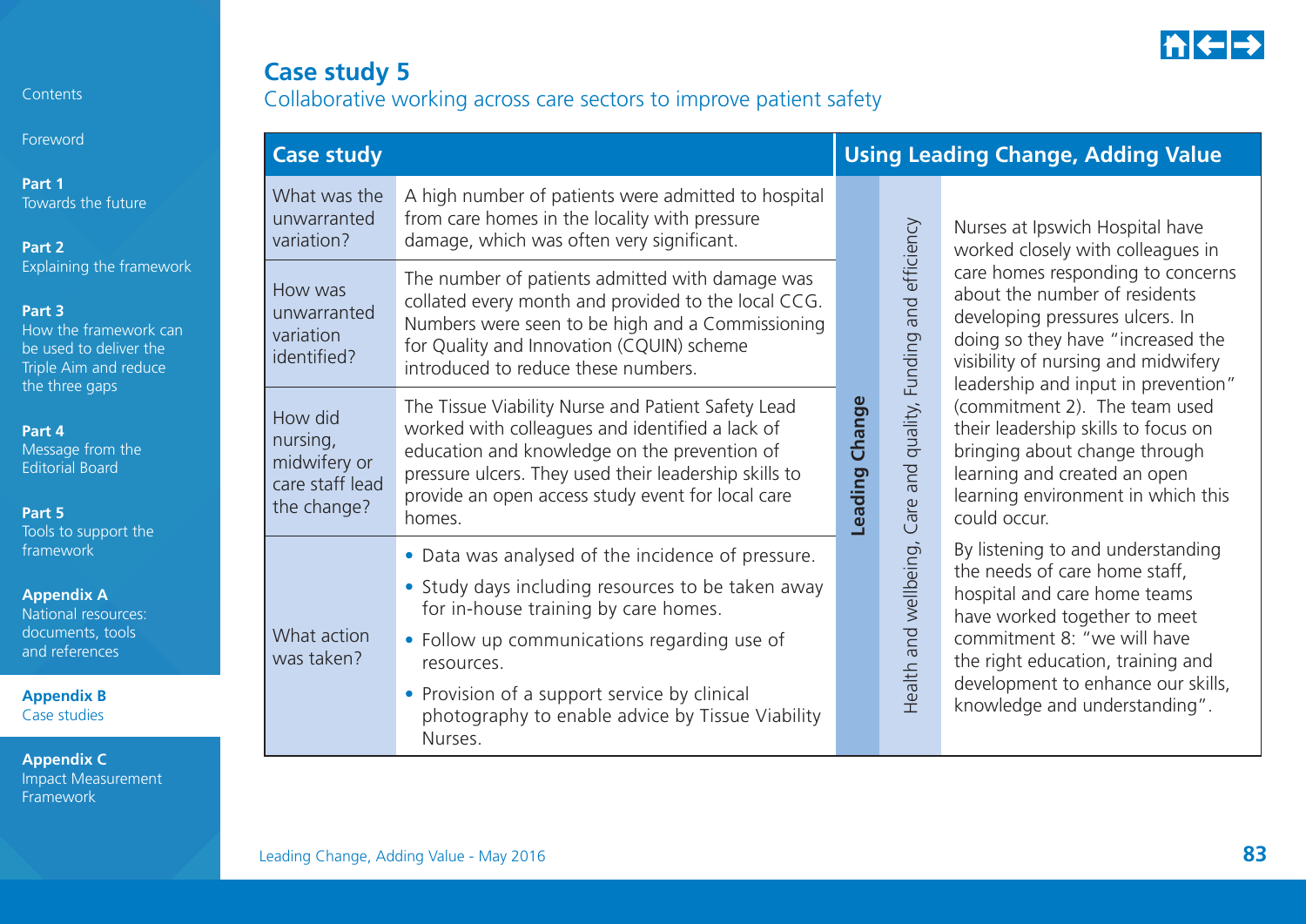# Case study 5

## Collaborative working across care sectors to improve patient safety

| Case study | | Using Leading Change, Adding Value | | |
|---|---|---|---|---|
| What was the unwarranted variation? | A high number of patients were admitted to hospital from care homes in the locality with pressure damage, which was often very significant. | Leading Change | Health and wellbeing, Care and quality, Funding and efficiency | Nurses at Ipswich Hospital have worked closely with colleagues in care homes responding to concerns about the number of residents developing pressures ulcers. In doing so they have "increased the visibility of nursing and midwifery leadership and input in prevention" (commitment 2). The team used their leadership skills to focus on bringing about change through learning and created an open learning environment in which this could occur. By listening to and understanding the needs of care home staff, hospital and care home teams have worked together to meet commitment 8: "we will have the right education, training and development to enhance our skills, knowledge and understanding". |
| How was unwarranted variation identified? | The number of patients admitted with damage was collated every month and provided to the local CCG. Numbers were seen to be high and a Commissioning for Quality and Innovation (CQUIN) scheme introduced to reduce these numbers. | | | |
| How did nursing, midwifery or care staff lead the change? | The Tissue Viability Nurse and Patient Safety Lead worked with colleagues and identified a lack of education and knowledge on the prevention of pressure ulcers. They used their leadership skills to provide an open access study event for local care homes. | | | |
| What action was taken? | • Data was analysed of the incidence of pressure.<br>• Study days including resources to be taken away for in-house training by care homes.<br>• Follow up communications regarding use of resources.<br>• Provision of a support service by clinical photography to enable advice by Tissue Viability Nurses. | | | |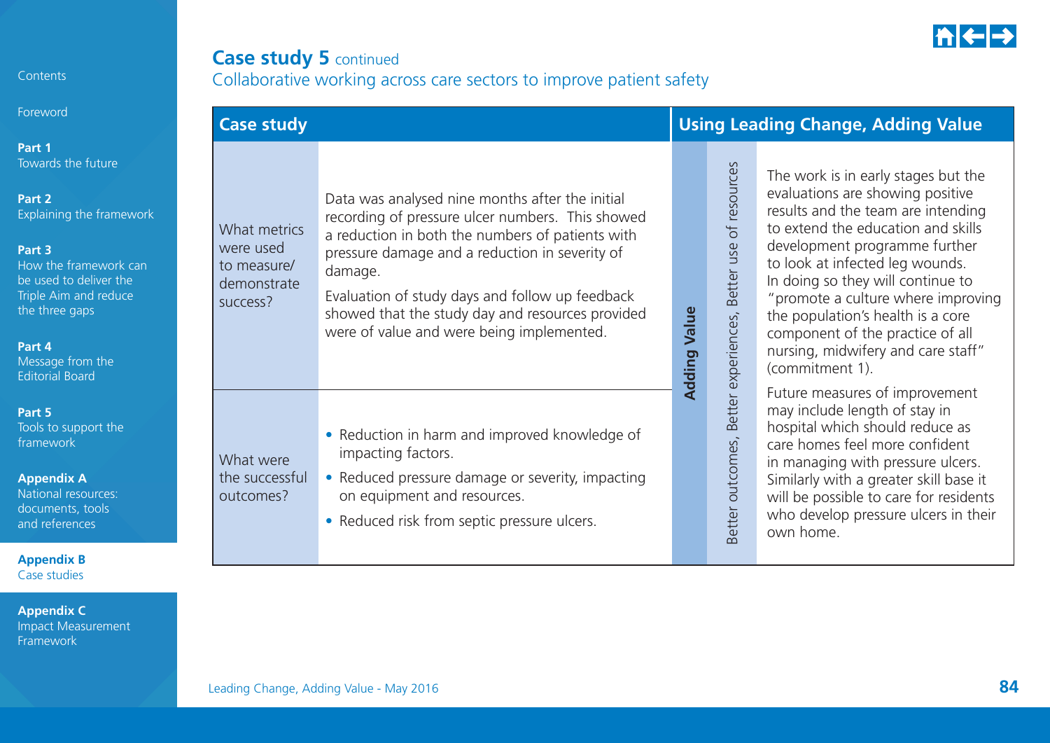## Case study 5 continued

Collaborative working across care sectors to improve patient safety

| Case study | | Using Leading Change, Adding Value | | |
|---|---|---|---|---|
| What metrics were used to measure/ demonstrate success? | Data was analysed nine months after the initial recording of pressure ulcer numbers. This showed a reduction in both the numbers of patients with pressure damage and a reduction in severity of damage.<br><br>Evaluation of study days and follow up feedback showed that the study day and resources provided were of value and were being implemented. | **Adding Value** | Better outcomes, Better experiences, Better use of resources | The work is in early stages but the evaluations are showing positive results and the team are intending to extend the education and skills development programme further to look at infected leg wounds. In doing so they will continue to "promote a culture where improving the population's health is a core component of the practice of all nursing, midwifery and care staff" (commitment 1).<br><br>Future measures of improvement may include length of stay in hospital which should reduce as care homes feel more confident in managing with pressure ulcers. Similarly with a greater skill base it will be possible to care for residents who develop pressure ulcers in their own home. |
| What were the successful outcomes? | • Reduction in harm and improved knowledge of impacting factors.<br>• Reduced pressure damage or severity, impacting on equipment and resources.<br>• Reduced risk from septic pressure ulcers. | | | |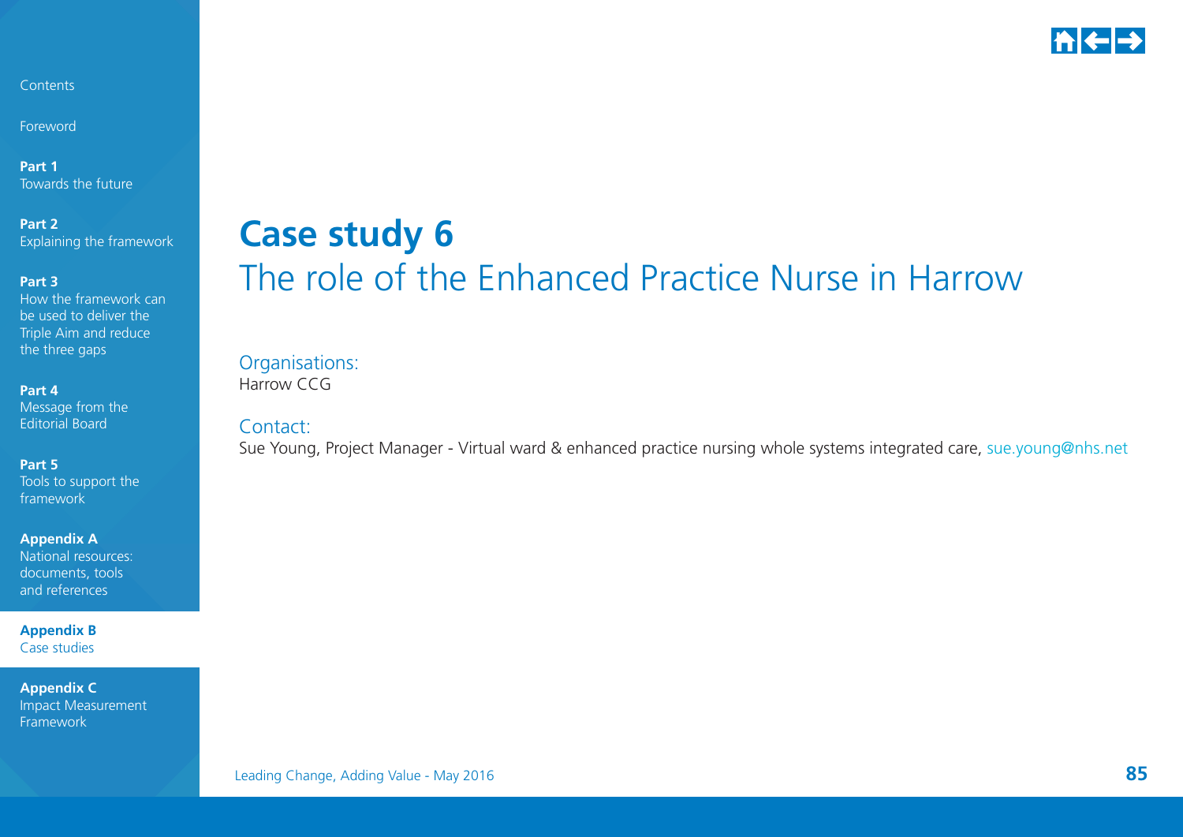# Case study 6

## The role of the Enhanced Practice Nurse in Harrow

Organisations:
Harrow CCG

Contact:
Sue Young, Project Manager - Virtual ward & enhanced practice nursing whole systems integrated care, sue.young@nhs.net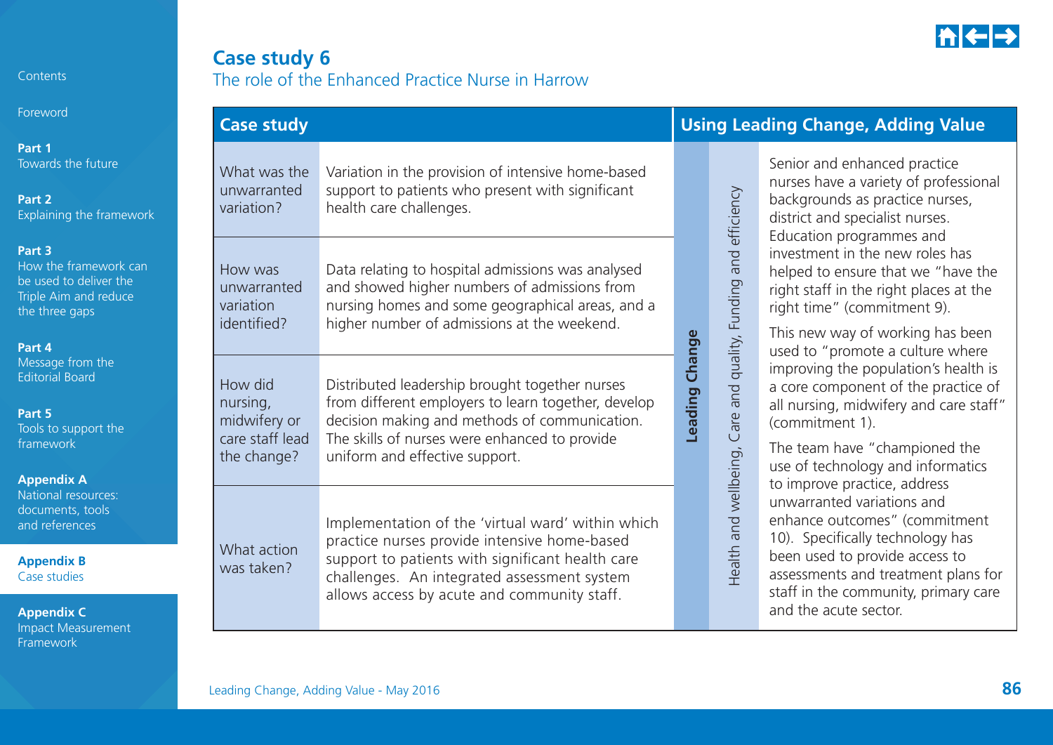# Case study 6

## The role of the Enhanced Practice Nurse in Harrow

| Case study | | Using Leading Change, Adding Value | | |
|---|---|---|---|---|
| What was the unwarranted variation? | Variation in the provision of intensive home-based support to patients who present with significant health care challenges. | Leading Change | Health and wellbeing, Care and quality, Funding and efficiency | Senior and enhanced practice nurses have a variety of professional backgrounds as practice nurses, district and specialist nurses. Education programmes and investment in the new roles has helped to ensure that we "have the right staff in the right places at the right time" (commitment 9).<br><br>This new way of working has been used to "promote a culture where improving the population's health is a core component of the practice of all nursing, midwifery and care staff" (commitment 1).<br><br>The team have "championed the use of technology and informatics to improve practice, address unwarranted variations and enhance outcomes" (commitment 10). Specifically technology has been used to provide access to assessments and treatment plans for staff in the community, primary care and the acute sector. |
| How was unwarranted variation identified? | Data relating to hospital admissions was analysed and showed higher numbers of admissions from nursing homes and some geographical areas, and a higher number of admissions at the weekend. | | | |
| How did nursing, midwifery or care staff lead the change? | Distributed leadership brought together nurses from different employers to learn together, develop decision making and methods of communication. The skills of nurses were enhanced to provide uniform and effective support. | | | |
| What action was taken? | Implementation of the 'virtual ward' within which practice nurses provide intensive home-based support to patients with significant health care challenges. An integrated assessment system allows access by acute and community staff. | | | |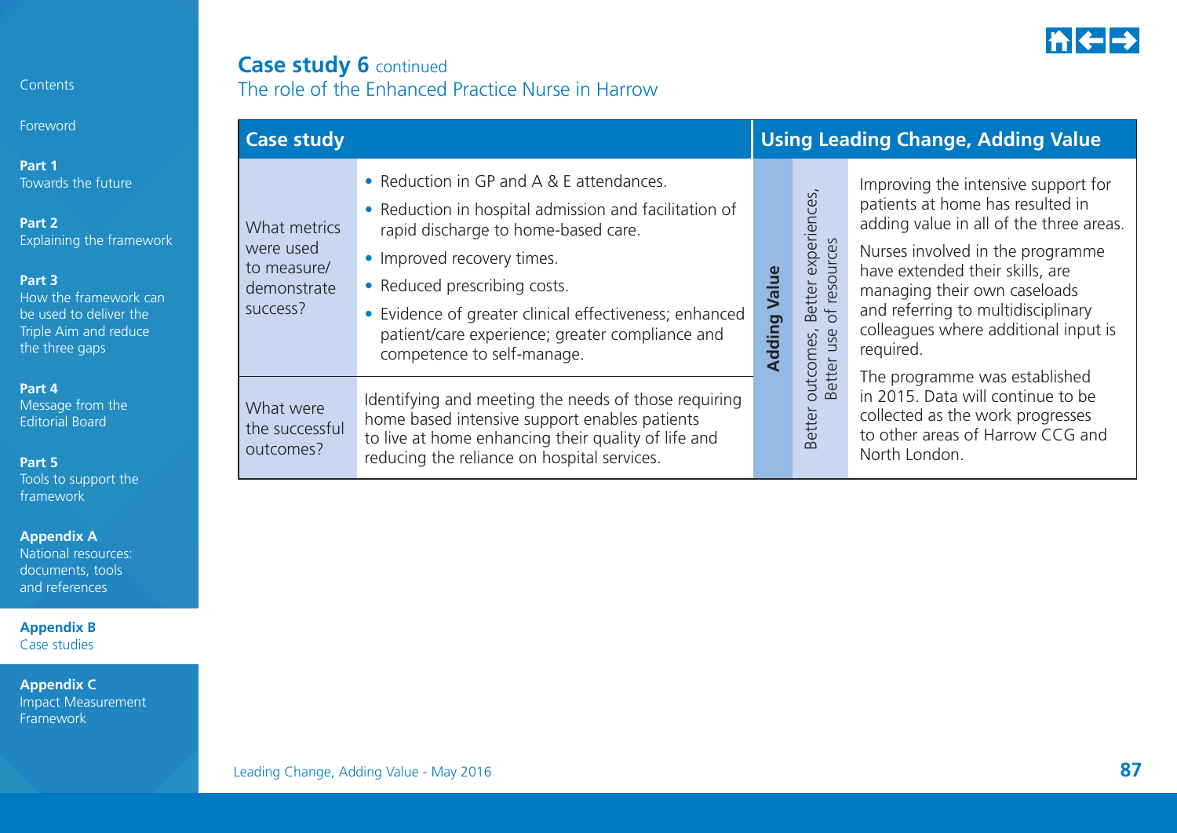# Case study 6 continued

## The role of the Enhanced Practice Nurse in Harrow

| Case study | | Using Leading Change, Adding Value | | |
|---|---|---|---|---|
| What metrics were used to measure/ demonstrate success? | • Reduction in GP and A & E attendances.<br>• Reduction in hospital admission and facilitation of rapid discharge to home-based care.<br>• Improved recovery times.<br>• Reduced prescribing costs.<br>• Evidence of greater clinical effectiveness; enhanced patient/care experience; greater compliance and competence to self-manage. | **Adding Value** | Better outcomes, Better experiences, Better use of resources | Improving the intensive support for patients at home has resulted in adding value in all of the three areas.<br><br>Nurses involved in the programme have extended their skills, are managing their own caseloads and referring to multidisciplinary colleagues where additional input is required.<br><br>The programme was established in 2015. Data will continue to be collected as the work progresses to other areas of Harrow CCG and North London. |
| What were the successful outcomes? | Identifying and meeting the needs of those requiring home based intensive support enables patients to live at home enhancing their quality of life and reducing the reliance on hospital services. | | | |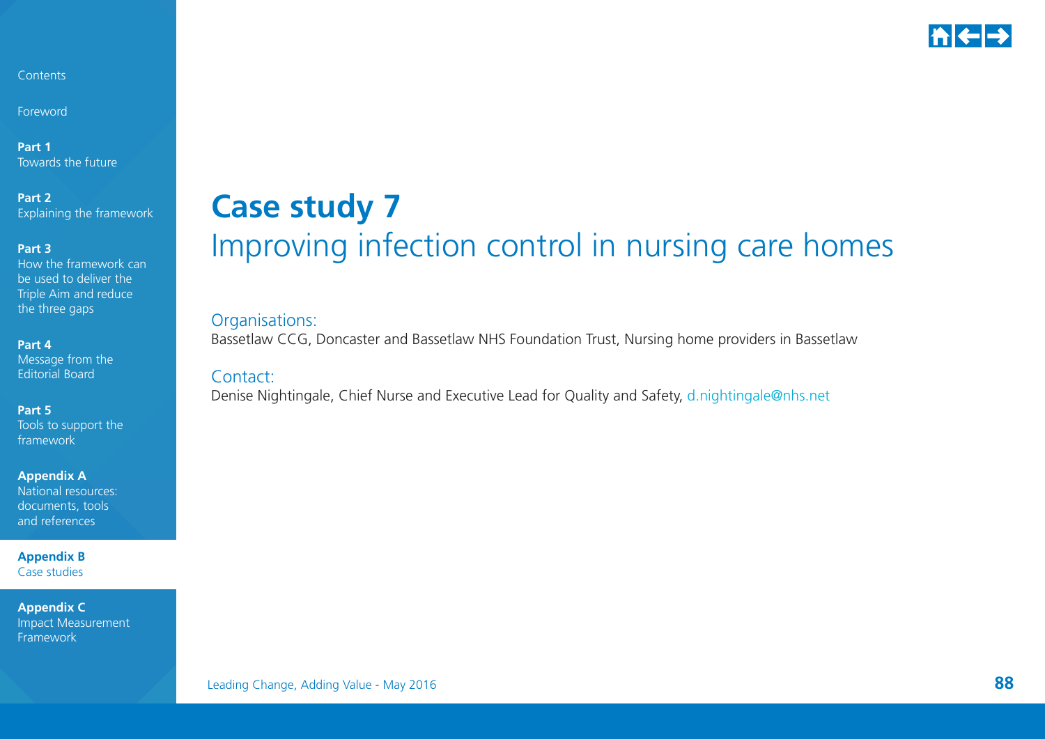# Case study 7

## Improving infection control in nursing care homes

Organisations:
Bassetlaw CCG, Doncaster and Bassetlaw NHS Foundation Trust, Nursing home providers in Bassetlaw

Contact:
Denise Nightingale, Chief Nurse and Executive Lead for Quality and Safety, d.nightingale@nhs.net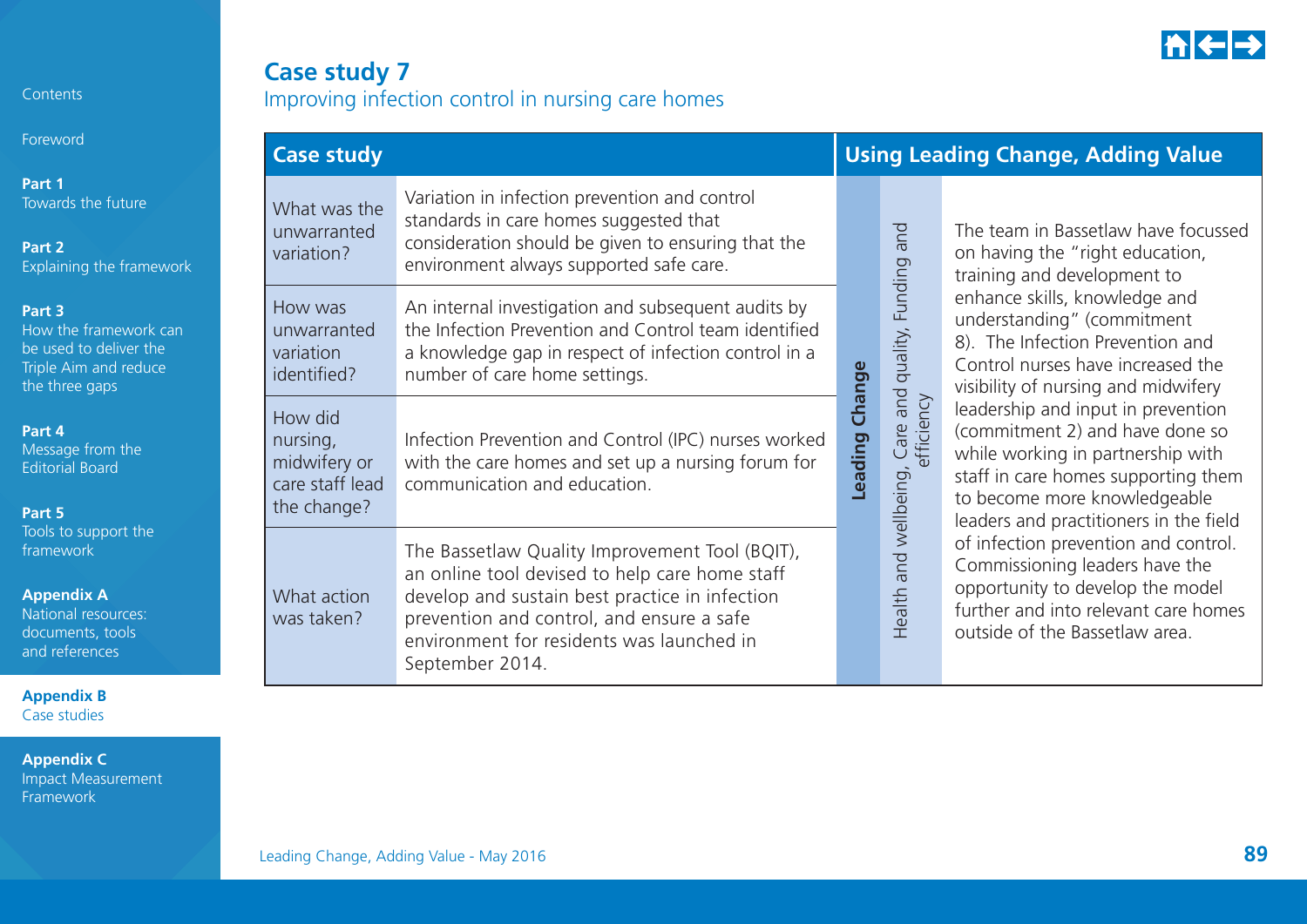# Case study 7

## Improving infection control in nursing care homes

| Case study | | Using Leading Change, Adding Value | | |
|---|---|---|---|---|
| What was the unwarranted variation? | Variation in infection prevention and control standards in care homes suggested that consideration should be given to ensuring that the environment always supported safe care. | Leading Change | Health and wellbeing, Care and quality, Funding and efficiency | The team in Bassetlaw have focussed on having the "right education, training and development to enhance skills, knowledge and understanding" (commitment 8). The Infection Prevention and Control nurses have increased the visibility of nursing and midwifery leadership and input in prevention (commitment 2) and have done so while working in partnership with staff in care homes supporting them to become more knowledgeable leaders and practitioners in the field of infection prevention and control. Commissioning leaders have the opportunity to develop the model further and into relevant care homes outside of the Bassetlaw area. |
| How was unwarranted variation identified? | An internal investigation and subsequent audits by the Infection Prevention and Control team identified a knowledge gap in respect of infection control in a number of care home settings. | | | |
| How did nursing, midwifery or care staff lead the change? | Infection Prevention and Control (IPC) nurses worked with the care homes and set up a nursing forum for communication and education. | | | |
| What action was taken? | The Bassetlaw Quality Improvement Tool (BQIT), an online tool devised to help care home staff develop and sustain best practice in infection prevention and control, and ensure a safe environment for residents was launched in September 2014. | | | |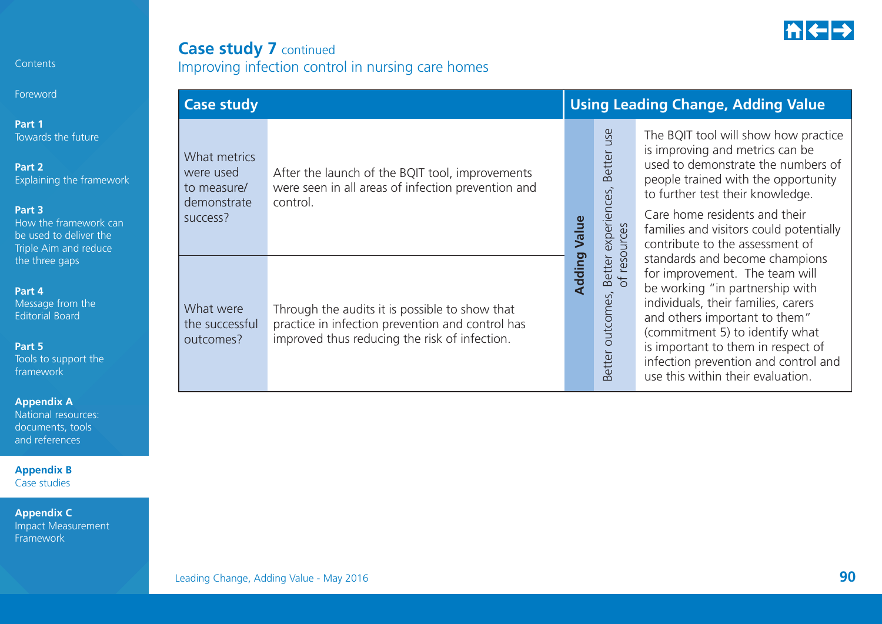## Case study 7 continued

### Improving infection control in nursing care homes

| Case study | | Using Leading Change, Adding Value | | |
|---|---|---|---|---|
| What metrics were used to measure/ demonstrate success? | After the launch of the BQIT tool, improvements were seen in all areas of infection prevention and control. | **Adding Value** | Better outcomes, Better experiences, Better use of resources | The BQIT tool will show how practice is improving and metrics can be used to demonstrate the numbers of people trained with the opportunity to further test their knowledge.<br><br>Care home residents and their families and visitors could potentially contribute to the assessment of standards and become champions for improvement. The team will be working "in partnership with individuals, their families, carers and others important to them" (commitment 5) to identify what is important to them in respect of infection prevention and control and use this within their evaluation. |
| What were the successful outcomes? | Through the audits it is possible to show that practice in infection prevention and control has improved thus reducing the risk of infection. | | | |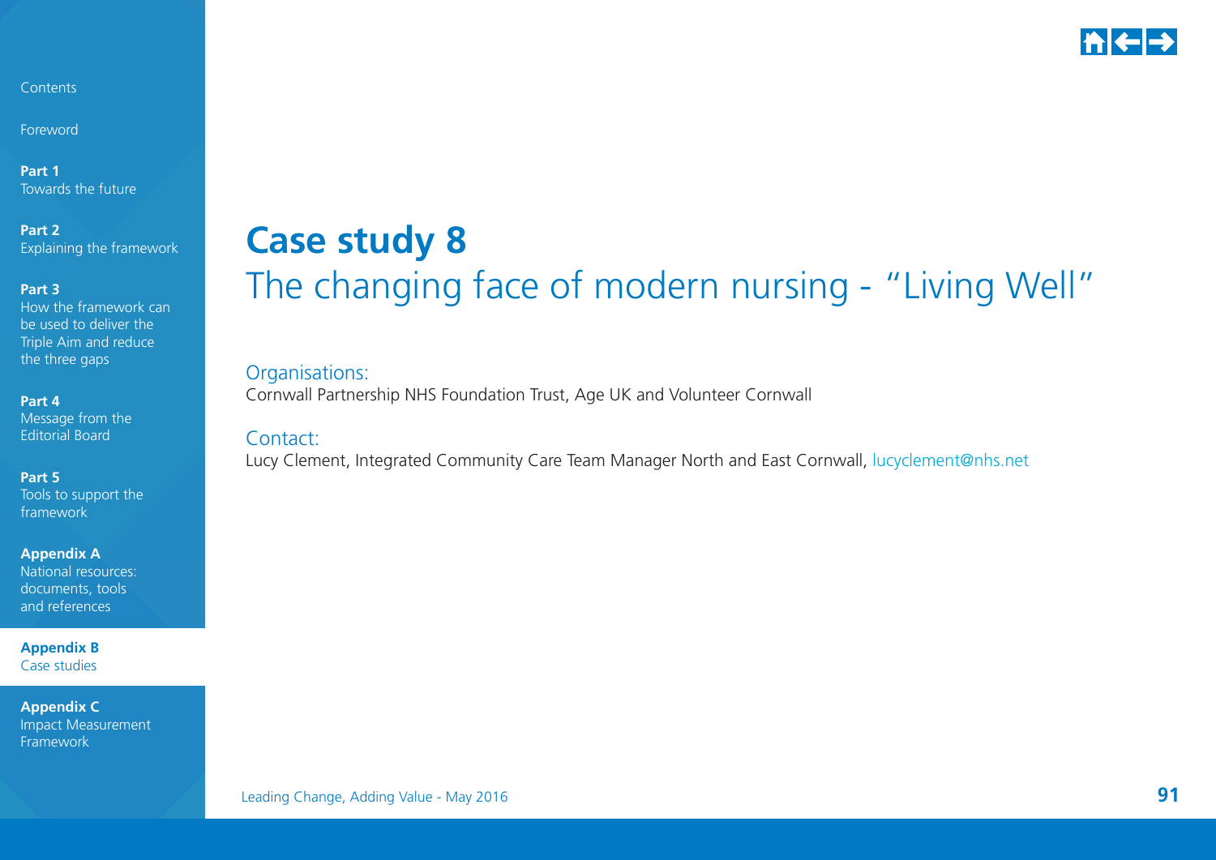# Case study 8

## The changing face of modern nursing - "Living Well"

Organisations:

Cornwall Partnership NHS Foundation Trust, Age UK and Volunteer Cornwall

Contact:

Lucy Clement, Integrated Community Care Team Manager North and East Cornwall, lucyclement@nhs.net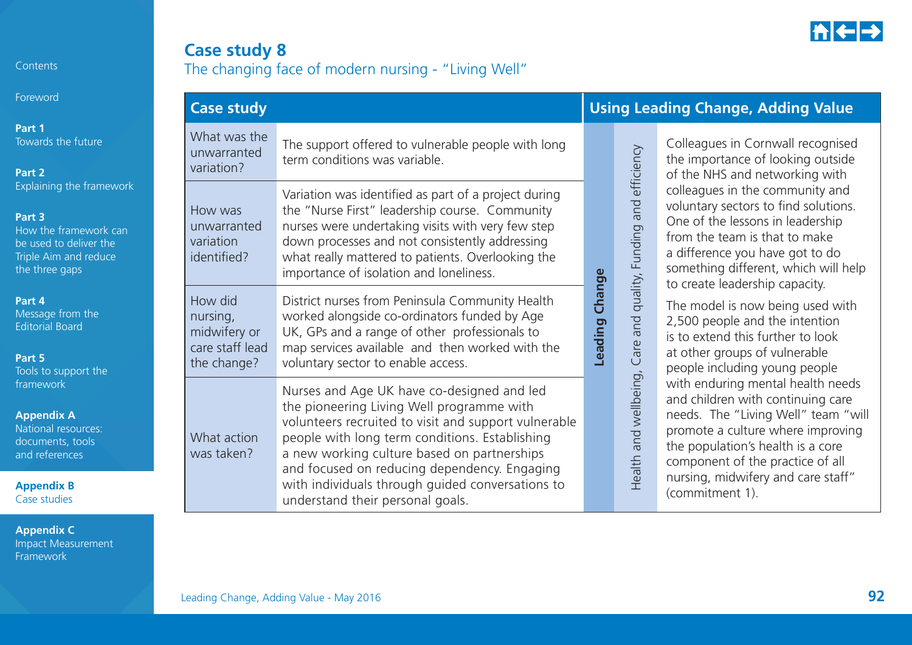# Case study 8

## The changing face of modern nursing - "Living Well"

| Case study | | Using Leading Change, Adding Value | | |
|---|---|---|---|---|
| What was the unwarranted variation? | The support offered to vulnerable people with long term conditions was variable. | Leading Change | Health and wellbeing, Care and quality, Funding and efficiency | Colleagues in Cornwall recognised the importance of looking outside of the NHS and networking with colleagues in the community and voluntary sectors to find solutions. One of the lessons in leadership from the team is that to make a difference you have got to do something different, which will help to create leadership capacity.<br><br>The model is now being used with 2,500 people and the intention is to extend this further to look at other groups of vulnerable people including young people with enduring mental health needs and children with continuing care needs. The "Living Well" team "will promote a culture where improving the population's health is a core component of the practice of all nursing, midwifery and care staff" (commitment 1). |
| How was unwarranted variation identified? | Variation was identified as part of a project during the "Nurse First" leadership course. Community nurses were undertaking visits with very few step down processes and not consistently addressing what really mattered to patients. Overlooking the importance of isolation and loneliness. | | | |
| How did nursing, midwifery or care staff lead the change? | District nurses from Peninsula Community Health worked alongside co-ordinators funded by Age UK, GPs and a range of other professionals to map services available and then worked with the voluntary sector to enable access. | | | |
| What action was taken? | Nurses and Age UK have co-designed and led the pioneering Living Well programme with volunteers recruited to visit and support vulnerable people with long term conditions. Establishing a new working culture based on partnerships and focused on reducing dependency. Engaging with individuals through guided conversations to understand their personal goals. | | | |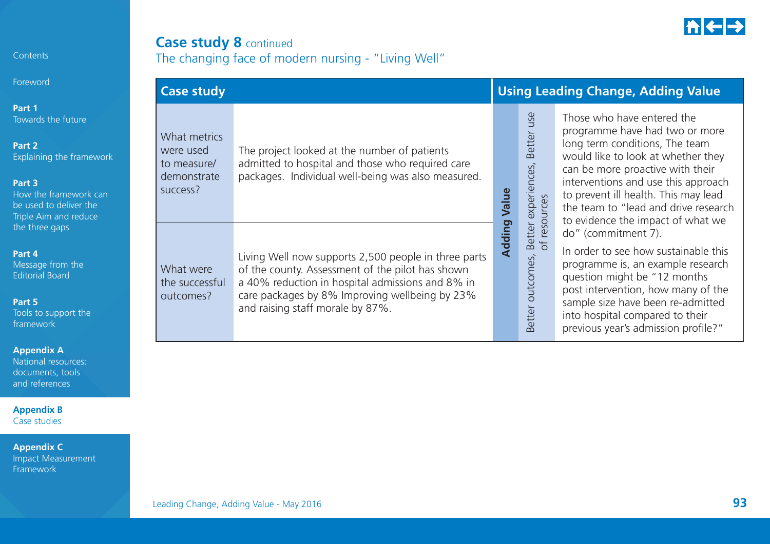## Case study 8 continued

### The changing face of modern nursing - "Living Well"

| Case study | | Using Leading Change, Adding Value | | |
|---|---|---|---|---|
| What metrics were used to measure/ demonstrate success? | The project looked at the number of patients admitted to hospital and those who required care packages. Individual well-being was also measured. | Adding Value | Better outcomes, Better experiences, Better use of resources | Those who have entered the programme have had two or more long term conditions, The team would like to look at whether they can be more proactive with their interventions and use this approach to prevent ill health. This may lead the team to "lead and drive research to evidence the impact of what we do" (commitment 7). In order to see how sustainable this programme is, an example research question might be "12 months post intervention, how many of the sample size have been re-admitted into hospital compared to their previous year's admission profile?" |
| What were the successful outcomes? | Living Well now supports 2,500 people in three parts of the county. Assessment of the pilot has shown a 40% reduction in hospital admissions and 8% in care packages by 8% Improving wellbeing by 23% and raising staff morale by 87%. | | | |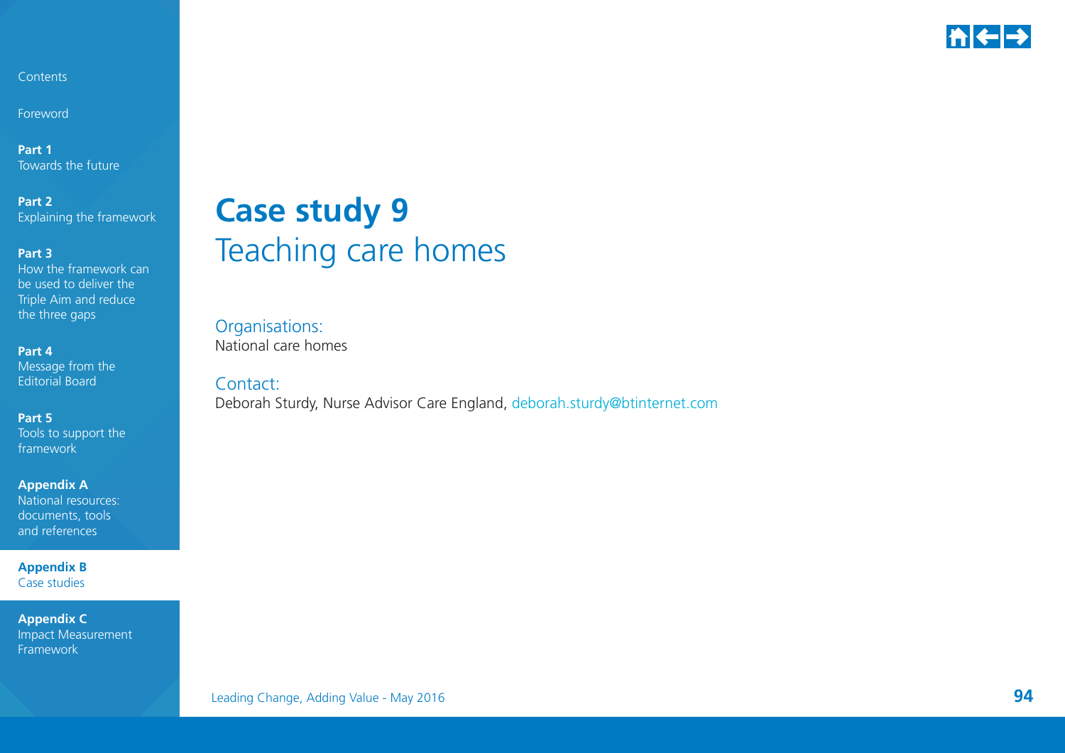# Case study 9

## Teaching care homes

Organisations:
National care homes

Contact:
Deborah Sturdy, Nurse Advisor Care England, deborah.sturdy@btinternet.com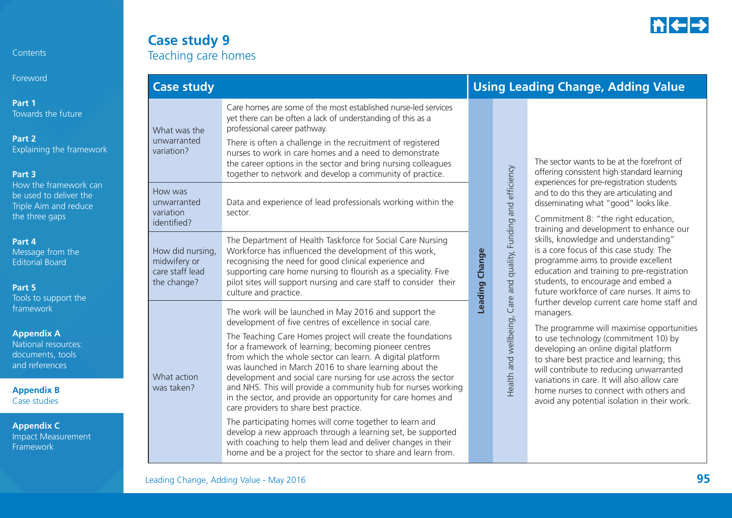# Case study 9

## Teaching care homes

| Case study | | Using Leading Change, Adding Value | | |
|---|---|---|---|---|
| What was the unwarranted variation? | Care homes are some of the most established nurse-led services yet there can be often a lack of understanding of this as a professional career pathway.<br><br>There is often a challenge in the recruitment of registered nurses to work in care homes and a need to demonstrate the career options in the sector and bring nursing colleagues together to network and develop a community of practice. | Leading Change | Health and wellbeing, Care and quality, Funding and efficiency | The sector wants to be at the forefront of offering consistent high standard learning experiences for pre-registration students and to do this they are articulating and disseminating what "good" looks like.<br><br>Commitment 8: "the right education, training and development to enhance our skills, knowledge and understanding" is a core focus of this case study. The programme aims to provide excellent education and training to pre-registration students, to encourage and embed a future workforce of care nurses. It aims to further develop current care home staff and managers.<br><br>The programme will maximise opportunities to use technology (commitment 10) by developing an online digital platform to share best practice and learning; this will contribute to reducing unwarranted variations in care. It will also allow care home nurses to connect with others and avoid any potential isolation in their work. |
| How was unwarranted variation identified? | Data and experience of lead professionals working within the sector. | | | |
| How did nursing, midwifery or care staff lead the change? | The Department of Health Taskforce for Social Care Nursing Workforce has influenced the development of this work, recognising the need for good clinical experience and supporting care home nursing to flourish as a speciality. Five pilot sites will support nursing and care staff to consider their culture and practice. | | | |
| What action was taken? | The work will be launched in May 2016 and support the development of five centres of excellence in social care.<br><br>The Teaching Care Homes project will create the foundations for a framework of learning; becoming pioneer centres from which the whole sector can learn. A digital platform was launched in March 2016 to share learning about the development and social care nursing for use across the sector and NHS. This will provide a community hub for nurses working in the sector, and provide an opportunity for care homes and care providers to share best practice.<br><br>The participating homes will come together to learn and develop a new approach through a learning set, be supported with coaching to help them lead and deliver changes in their home and be a project for the sector to share and learn from. | | | |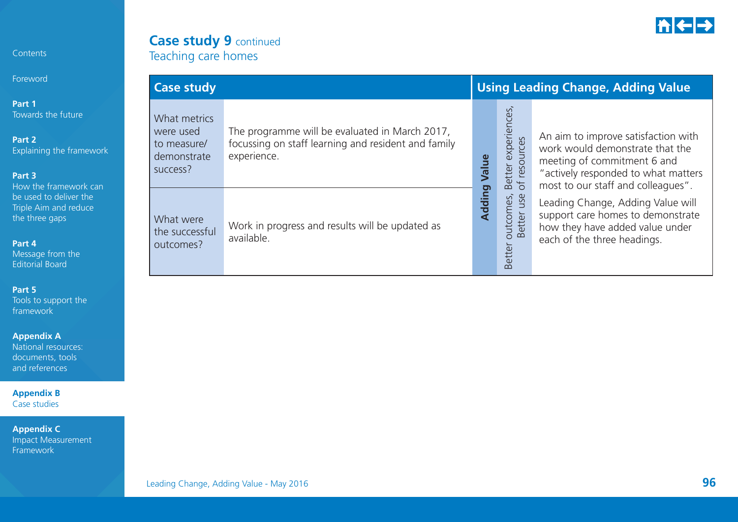## Case study 9 continued

### Teaching care homes

| Case study | | Using Leading Change, Adding Value | | |
|---|---|---|---|---|
| What metrics were used to measure/ demonstrate success? | The programme will be evaluated in March 2017, focussing on staff learning and resident and family experience. | Adding Value | Better outcomes, Better experiences, Better use of resources | An aim to improve satisfaction with work would demonstrate that the meeting of commitment 6 and "actively responded to what matters most to our staff and colleagues". Leading Change, Adding Value will support care homes to demonstrate how they have added value under each of the three headings. |
| What were the successful outcomes? | Work in progress and results will be updated as available. | | | |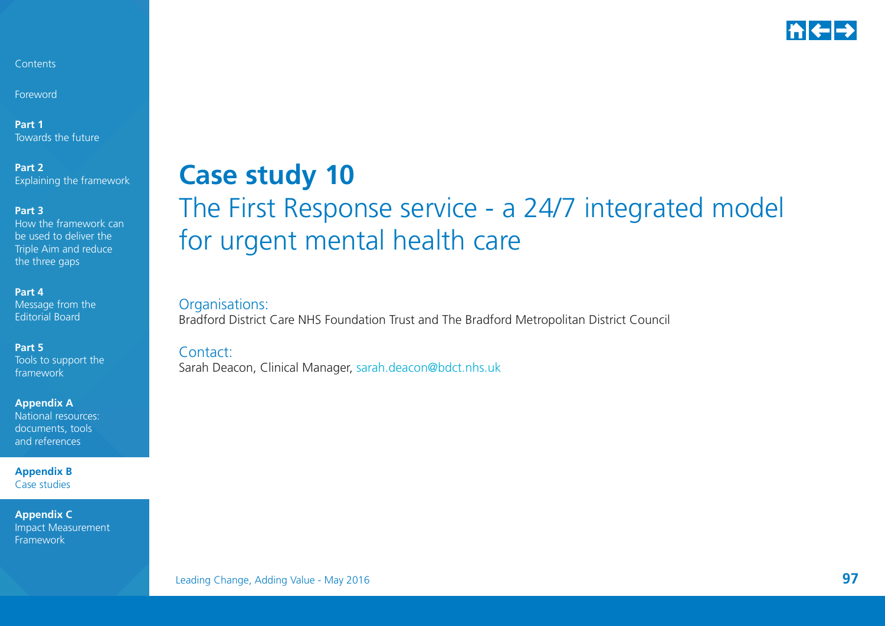# Case study 10

## The First Response service - a 24/7 integrated model for urgent mental health care

Organisations:

Bradford District Care NHS Foundation Trust and The Bradford Metropolitan District Council

Contact:

Sarah Deacon, Clinical Manager, sarah.deacon@bdct.nhs.uk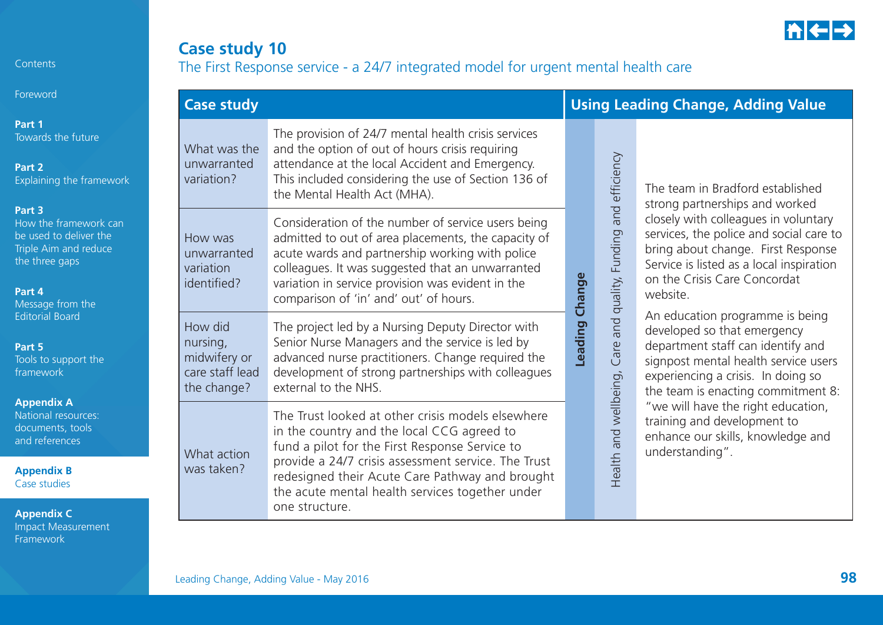## Case study 10

### The First Response service - a 24/7 integrated model for urgent mental health care

| Case study | | Using Leading Change, Adding Value | | |
|---|---|---|---|---|
| What was the unwarranted variation? | The provision of 24/7 mental health crisis services and the option of out of hours crisis requiring attendance at the local Accident and Emergency. This included considering the use of Section 136 of the Mental Health Act (MHA). | Leading Change | Health and wellbeing, Care and quality, Funding and efficiency | The team in Bradford established strong partnerships and worked closely with colleagues in voluntary services, the police and social care to bring about change. First Response Service is listed as a local inspiration on the Crisis Care Concordat website.<br><br>An education programme is being developed so that emergency department staff can identify and signpost mental health service users experiencing a crisis. In doing so the team is enacting commitment 8: "we will have the right education, training and development to enhance our skills, knowledge and understanding". |
| How was unwarranted variation identified? | Consideration of the number of service users being admitted to out of area placements, the capacity of acute wards and partnership working with police colleagues. It was suggested that an unwarranted variation in service provision was evident in the comparison of 'in' and' out' of hours. | | | |
| How did nursing, midwifery or care staff lead the change? | The project led by a Nursing Deputy Director with Senior Nurse Managers and the service is led by advanced nurse practitioners. Change required the development of strong partnerships with colleagues external to the NHS. | | | |
| What action was taken? | The Trust looked at other crisis models elsewhere in the country and the local CCG agreed to fund a pilot for the First Response Service to provide a 24/7 crisis assessment service. The Trust redesigned their Acute Care Pathway and brought the acute mental health services together under one structure. | | | |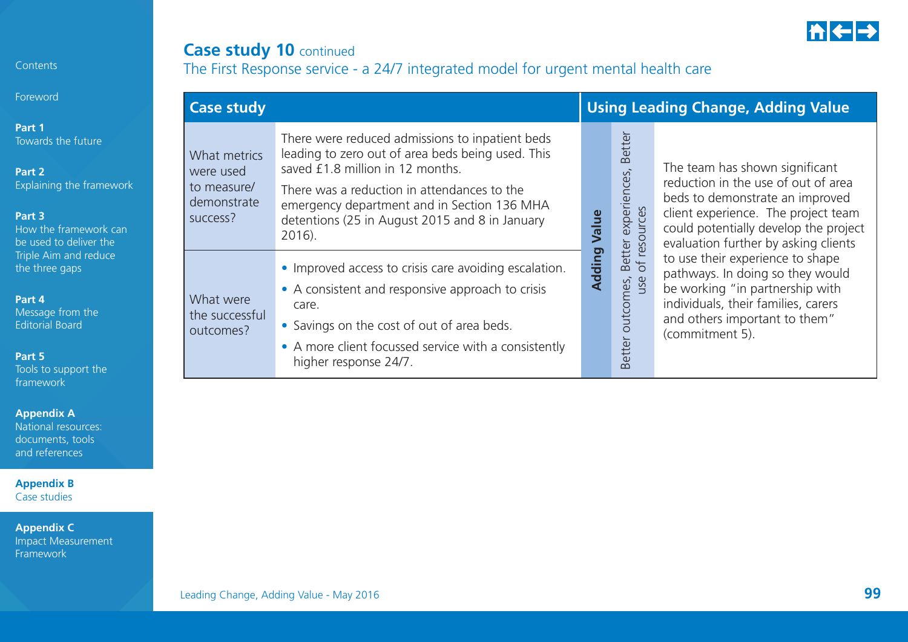## Case study 10 continued

### The First Response service - a 24/7 integrated model for urgent mental health care

| Case study | | Using Leading Change, Adding Value | | |
|---|---|---|---|---|
| What metrics were used to measure/ demonstrate success? | There were reduced admissions to inpatient beds leading to zero out of area beds being used. This saved £1.8 million in 12 months.<br><br>There was a reduction in attendances to the emergency department and in Section 136 MHA detentions (25 in August 2015 and 8 in January 2016). | **Adding Value** | Better outcomes, Better experiences, Better use of resources | The team has shown significant reduction in the use of out of area beds to demonstrate an improved client experience. The project team could potentially develop the project evaluation further by asking clients to use their experience to shape pathways. In doing so they would be working "in partnership with individuals, their families, carers and others important to them" (commitment 5). |
| What were the successful outcomes? | • Improved access to crisis care avoiding escalation.<br>• A consistent and responsive approach to crisis care.<br>• Savings on the cost of out of area beds.<br>• A more client focussed service with a consistently higher response 24/7. | | | |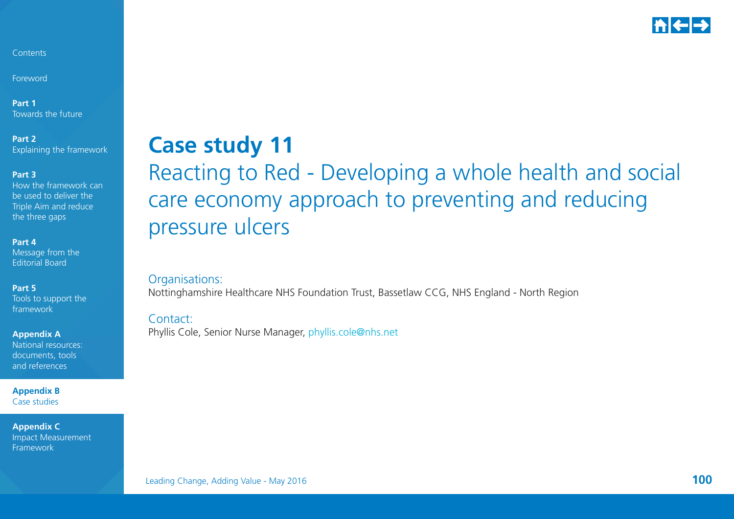# Case study 11

## Reacting to Red - Developing a whole health and social care economy approach to preventing and reducing pressure ulcers

Organisations:

Nottinghamshire Healthcare NHS Foundation Trust, Bassetlaw CCG, NHS England - North Region

Contact:

Phyllis Cole, Senior Nurse Manager, phyllis.cole@nhs.net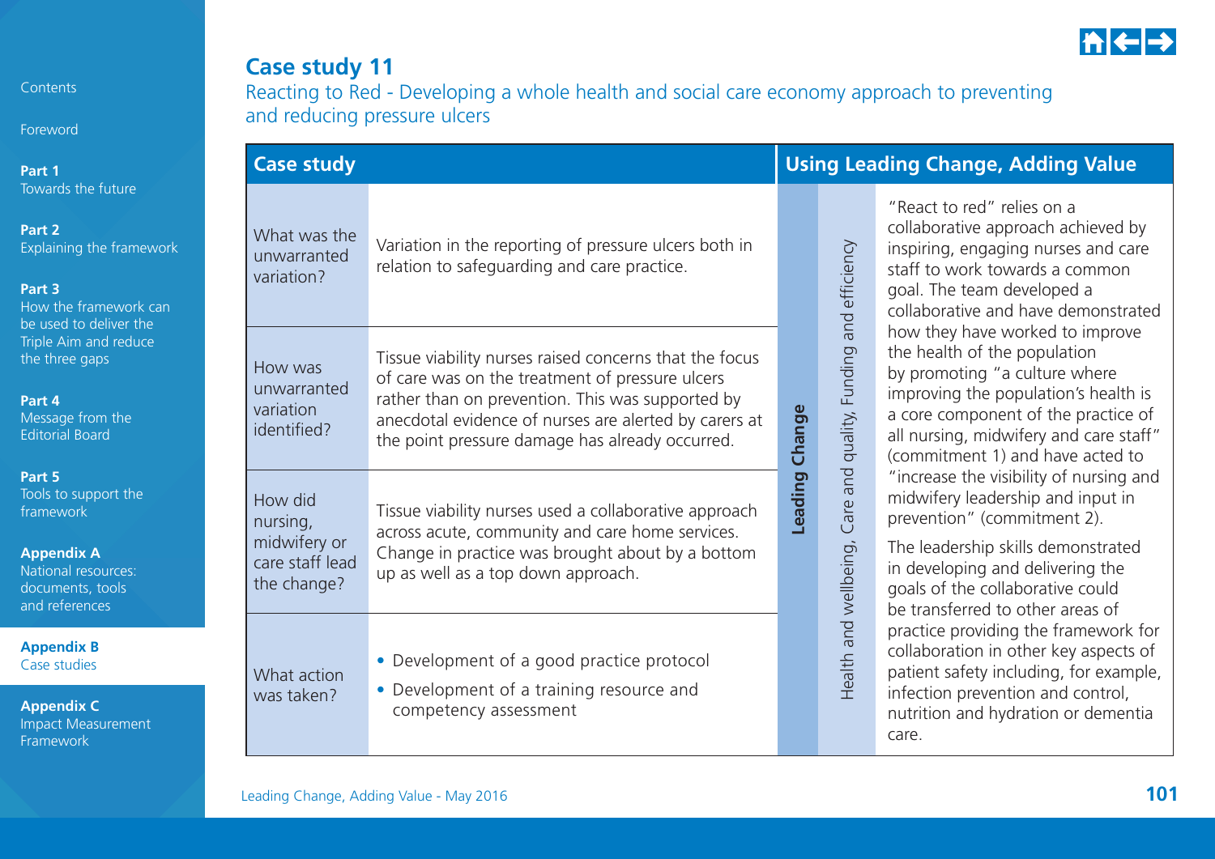## Case study 11

### Reacting to Red - Developing a whole health and social care economy approach to preventing and reducing pressure ulcers

| Case study | | Using Leading Change, Adding Value | | |
|---|---|---|---|---|
| What was the unwarranted variation? | Variation in the reporting of pressure ulcers both in relation to safeguarding and care practice. | **Leading Change** | Health and wellbeing, Care and quality, Funding and efficiency | "React to red" relies on a collaborative approach achieved by inspiring, engaging nurses and care staff to work towards a common goal. The team developed a collaborative and have demonstrated how they have worked to improve the health of the population by promoting "a culture where improving the population's health is a core component of the practice of all nursing, midwifery and care staff" (commitment 1) and have acted to "increase the visibility of nursing and midwifery leadership and input in prevention" (commitment 2).<br><br>The leadership skills demonstrated in developing and delivering the goals of the collaborative could be transferred to other areas of practice providing the framework for collaboration in other key aspects of patient safety including, for example, infection prevention and control, nutrition and hydration or dementia care. |
| How was unwarranted variation identified? | Tissue viability nurses raised concerns that the focus of care was on the treatment of pressure ulcers rather than on prevention. This was supported by anecdotal evidence of nurses are alerted by carers at the point pressure damage has already occurred. | | | |
| How did nursing, midwifery or care staff lead the change? | Tissue viability nurses used a collaborative approach across acute, community and care home services. Change in practice was brought about by a bottom up as well as a top down approach. | | | |
| What action was taken? | • Development of a good practice protocol<br>• Development of a training resource and competency assessment | | | |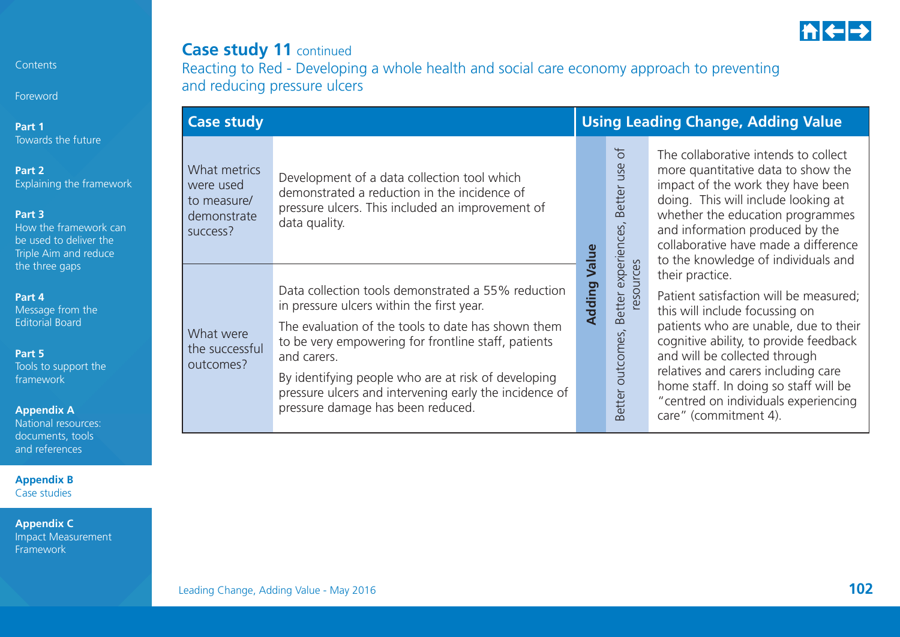## Case study 11 continued

### Reacting to Red - Developing a whole health and social care economy approach to preventing and reducing pressure ulcers

| Case study | | Using Leading Change, Adding Value | | |
|---|---|---|---|---|
| What metrics were used to measure/ demonstrate success? | Development of a data collection tool which demonstrated a reduction in the incidence of pressure ulcers. This included an improvement of data quality. | **Adding Value** | Better outcomes, Better experiences, Better use of resources | The collaborative intends to collect more quantitative data to show the impact of the work they have been doing. This will include looking at whether the education programmes and information produced by the collaborative have made a difference to the knowledge of individuals and their practice.<br><br>Patient satisfaction will be measured; this will include focussing on patients who are unable, due to their cognitive ability, to provide feedback and will be collected through relatives and carers including care home staff. In doing so staff will be "centred on individuals experiencing care" (commitment 4). |
| What were the successful outcomes? | Data collection tools demonstrated a 55% reduction in pressure ulcers within the first year.<br><br>The evaluation of the tools to date has shown them to be very empowering for frontline staff, patients and carers.<br><br>By identifying people who are at risk of developing pressure ulcers and intervening early the incidence of pressure damage has been reduced. | | | |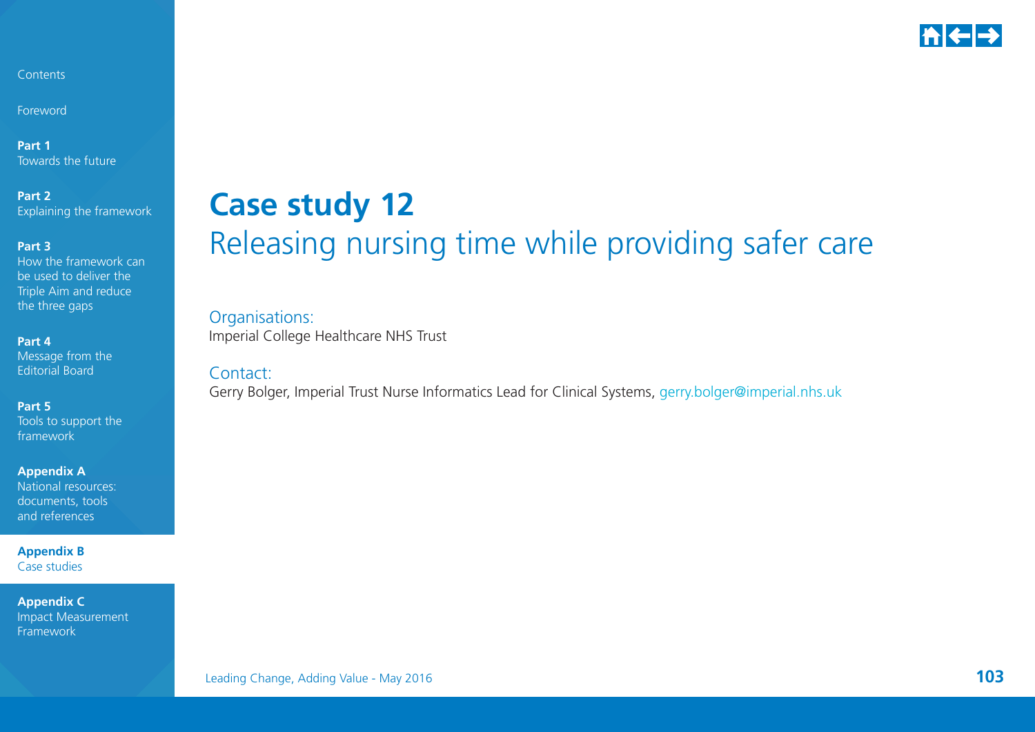# Case study 12

## Releasing nursing time while providing safer care

Organisations:
Imperial College Healthcare NHS Trust

Contact:
Gerry Bolger, Imperial Trust Nurse Informatics Lead for Clinical Systems, gerry.bolger@imperial.nhs.uk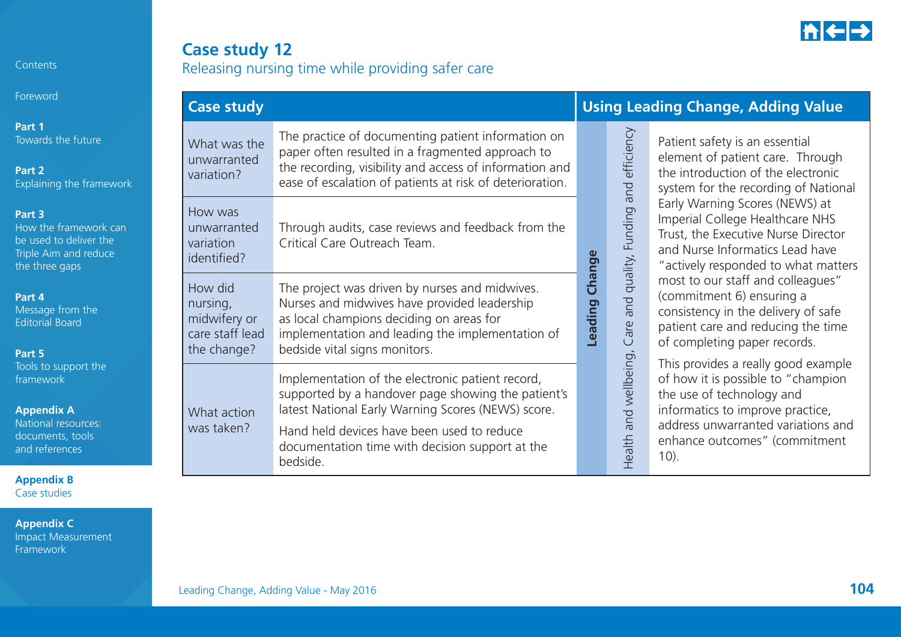# Case study 12

## Releasing nursing time while providing safer care

| Case study | | Using Leading Change, Adding Value | | |
|---|---|---|---|---|
| What was the unwarranted variation? | The practice of documenting patient information on paper often resulted in a fragmented approach to the recording, visibility and access of information and ease of escalation of patients at risk of deterioration. | **Leading Change** | Health and wellbeing, Care and quality, Funding and efficiency | Patient safety is an essential element of patient care. Through the introduction of the electronic system for the recording of National Early Warning Scores (NEWS) at Imperial College Healthcare NHS Trust, the Executive Nurse Director and Nurse Informatics Lead have "actively responded to what matters most to our staff and colleagues" (commitment 6) ensuring a consistency in the delivery of safe patient care and reducing the time of completing paper records.<br><br>This provides a really good example of how it is possible to "champion the use of technology and informatics to improve practice, address unwarranted variations and enhance outcomes" (commitment 10). |
| How was unwarranted variation identified? | Through audits, case reviews and feedback from the Critical Care Outreach Team. | | | |
| How did nursing, midwifery or care staff lead the change? | The project was driven by nurses and midwives. Nurses and midwives have provided leadership as local champions deciding on areas for implementation and leading the implementation of bedside vital signs monitors. | | | |
| What action was taken? | Implementation of the electronic patient record, supported by a handover page showing the patient's latest National Early Warning Scores (NEWS) score.<br><br>Hand held devices have been used to reduce documentation time with decision support at the bedside. | | | |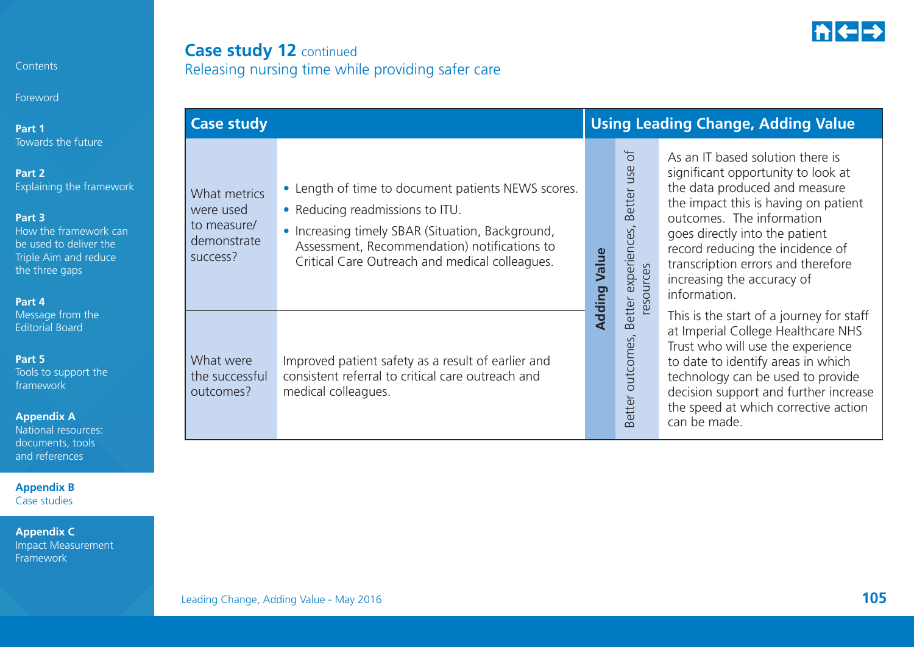## Case study 12 continued

Releasing nursing time while providing safer care

| Case study | | Using Leading Change, Adding Value | | |
|---|---|---|---|---|
| What metrics were used to measure/ demonstrate success? | • Length of time to document patients NEWS scores.<br>• Reducing readmissions to ITU.<br>• Increasing timely SBAR (Situation, Background, Assessment, Recommendation) notifications to Critical Care Outreach and medical colleagues. | **Adding Value** | Better outcomes, Better experiences, Better use of resources | As an IT based solution there is significant opportunity to look at the data produced and measure the impact this is having on patient outcomes. The information goes directly into the patient record reducing the incidence of transcription errors and therefore increasing the accuracy of information.<br>This is the start of a journey for staff at Imperial College Healthcare NHS Trust who will use the experience to date to identify areas in which technology can be used to provide decision support and further increase the speed at which corrective action can be made. |
| What were the successful outcomes? | Improved patient safety as a result of earlier and consistent referral to critical care outreach and medical colleagues. | | | |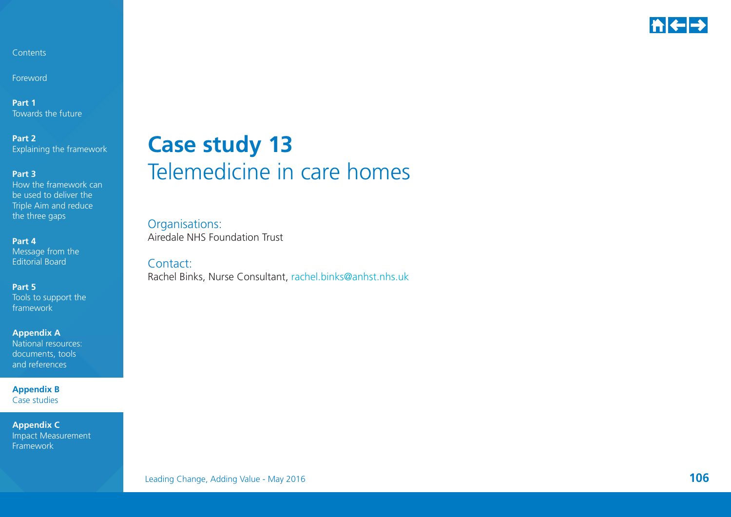# Case study 13

## Telemedicine in care homes

Organisations:
Airedale NHS Foundation Trust

Contact:
Rachel Binks, Nurse Consultant, rachel.binks@anhst.nhs.uk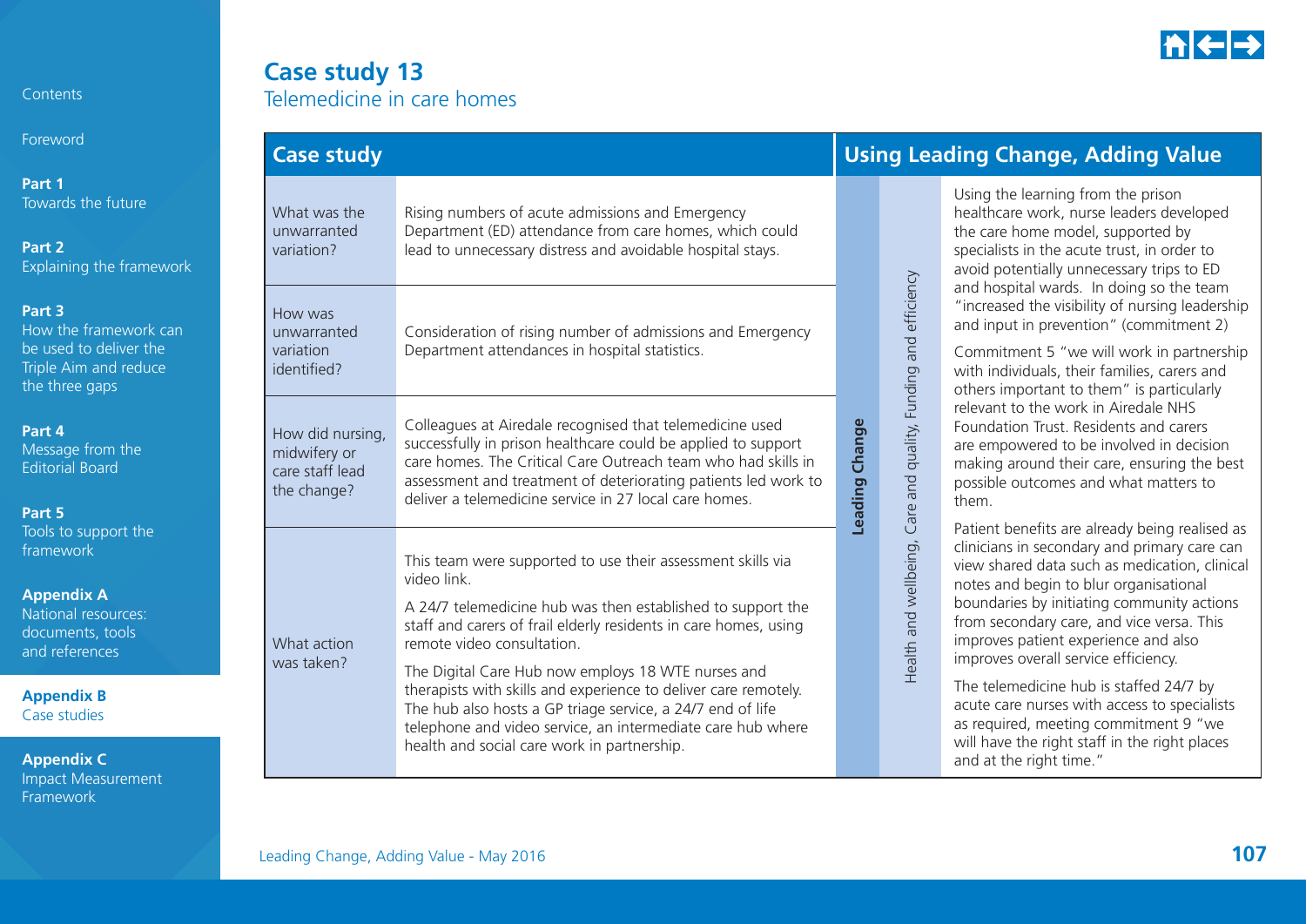# Case study 13

## Telemedicine in care homes

| Case study | |
|---|---|
| What was the unwarranted variation? | Rising numbers of acute admissions and Emergency Department (ED) attendance from care homes, which could lead to unnecessary distress and avoidable hospital stays. |
| How was unwarranted variation identified? | Consideration of rising number of admissions and Emergency Department attendances in hospital statistics. |
| How did nursing, midwifery or care staff lead the change? | Colleagues at Airedale recognised that telemedicine used successfully in prison healthcare could be applied to support care homes. The Critical Care Outreach team who had skills in assessment and treatment of deteriorating patients led work to deliver a telemedicine service in 27 local care homes. |
| What action was taken? | This team were supported to use their assessment skills via video link.<br><br>A 24/7 telemedicine hub was then established to support the staff and carers of frail elderly residents in care homes, using remote video consultation.<br><br>The Digital Care Hub now employs 18 WTE nurses and therapists with skills and experience to deliver care remotely. The hub also hosts a GP triage service, a 24/7 end of life telephone and video service, an intermediate care hub where health and social care work in partnership. |

| Using Leading Change, Adding Value | | |
|---|---|---|
| **Leading Change** | Health and wellbeing, Care and quality, Funding and efficiency | Using the learning from the prison healthcare work, nurse leaders developed the care home model, supported by specialists in the acute trust, in order to avoid potentially unnecessary trips to ED and hospital wards. In doing so the team "increased the visibility of nursing leadership and input in prevention" (commitment 2)<br><br>Commitment 5 "we will work in partnership with individuals, their families, carers and others important to them" is particularly relevant to the work in Airedale NHS Foundation Trust. Residents and carers are empowered to be involved in decision making around their care, ensuring the best possible outcomes and what matters to them.<br><br>Patient benefits are already being realised as clinicians in secondary and primary care can view shared data such as medication, clinical notes and begin to blur organisational boundaries by initiating community actions from secondary care, and vice versa. This improves patient experience and also improves overall service efficiency.<br><br>The telemedicine hub is staffed 24/7 by acute care nurses with access to specialists as required, meeting commitment 9 "we will have the right staff in the right places and at the right time." |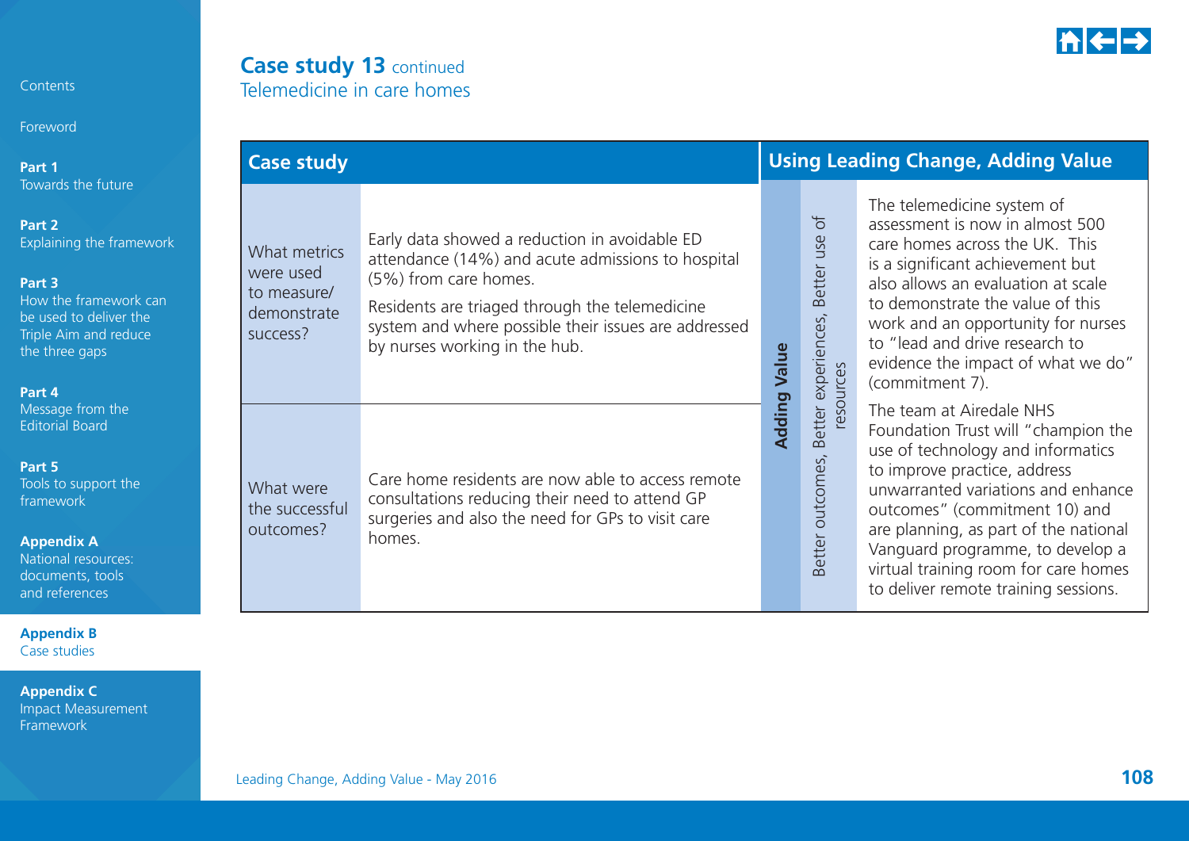# Case study 13 continued

## Telemedicine in care homes

| Case study | | Using Leading Change, Adding Value | | |
|---|---|---|---|---|
| What metrics were used to measure/ demonstrate success? | Early data showed a reduction in avoidable ED attendance (14%) and acute admissions to hospital (5%) from care homes.<br><br>Residents are triaged through the telemedicine system and where possible their issues are addressed by nurses working in the hub. | **Adding Value** | Better outcomes, Better experiences, Better use of resources | The telemedicine system of assessment is now in almost 500 care homes across the UK. This is a significant achievement but also allows an evaluation at scale to demonstrate the value of this work and an opportunity for nurses to "lead and drive research to evidence the impact of what we do" (commitment 7).<br><br>The team at Airedale NHS Foundation Trust will "champion the use of technology and informatics to improve practice, address unwarranted variations and enhance outcomes" (commitment 10) and are planning, as part of the national Vanguard programme, to develop a virtual training room for care homes to deliver remote training sessions. |
| What were the successful outcomes? | Care home residents are now able to access remote consultations reducing their need to attend GP surgeries and also the need for GPs to visit care homes. | | | |

Leading Change, Adding Value - May 2016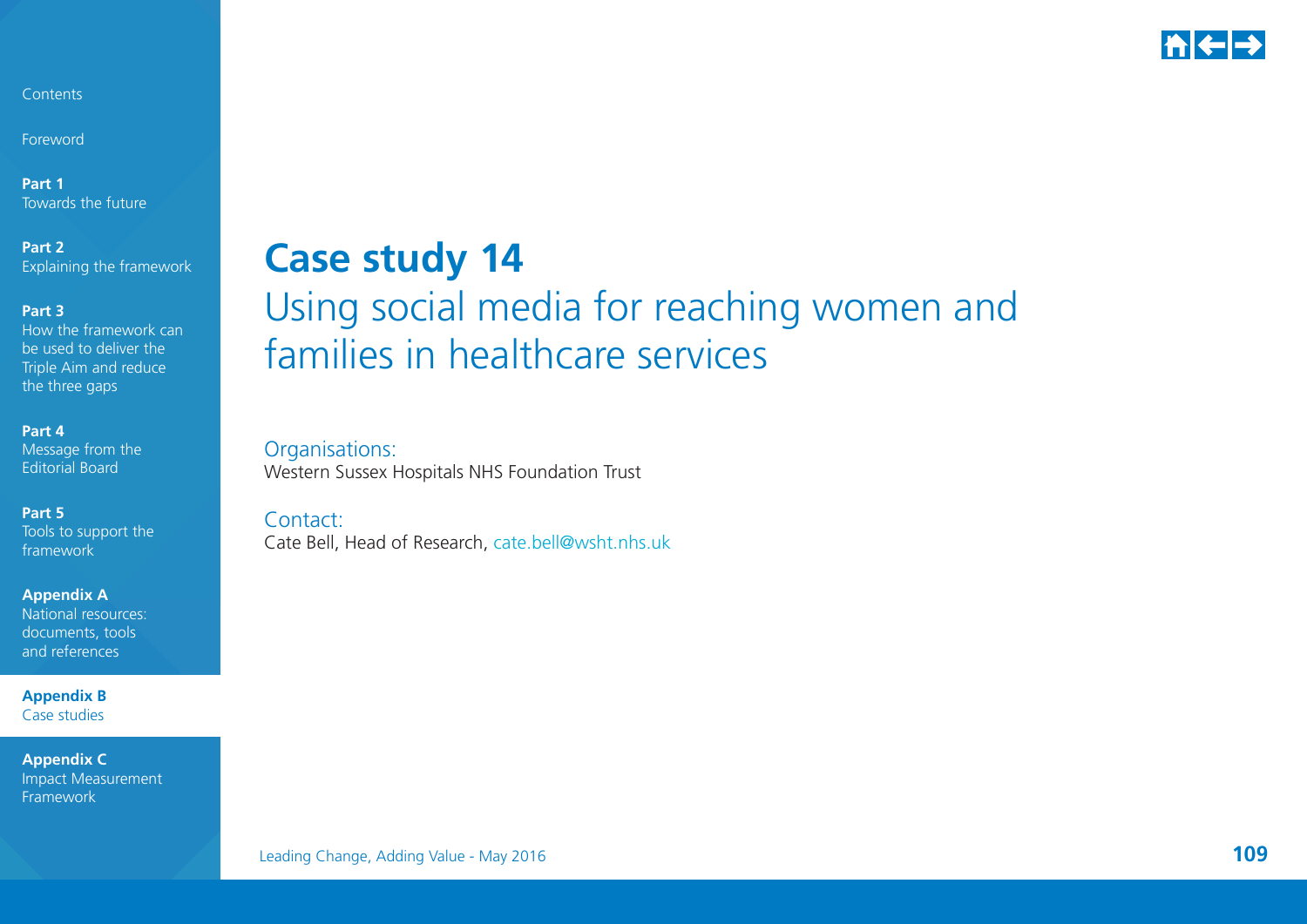# Case study 14

## Using social media for reaching women and families in healthcare services

Organisations:
Western Sussex Hospitals NHS Foundation Trust

Contact:
Cate Bell, Head of Research, cate.bell@wsht.nhs.uk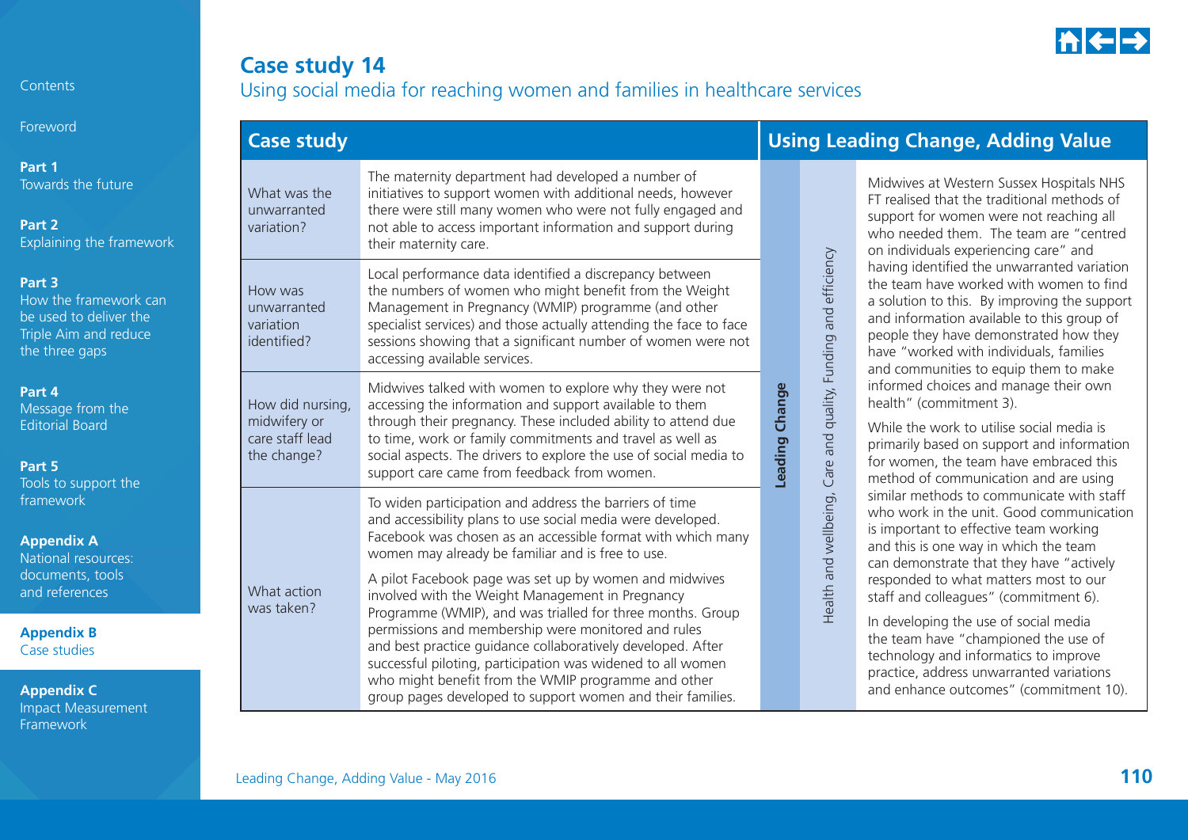# Case study 14

## Using social media for reaching women and families in healthcare services

| Case study | | Using Leading Change, Adding Value | | |
|---|---|---|---|---|
| What was the unwarranted variation? | The maternity department had developed a number of initiatives to support women with additional needs, however there were still many women who were not fully engaged and not able to access important information and support during their maternity care. | **Leading Change** | Health and wellbeing, Care and quality, Funding and efficiency | Midwives at Western Sussex Hospitals NHS FT realised that the traditional methods of support for women were not reaching all who needed them. The team are "centred on individuals experiencing care" and having identified the unwarranted variation the team have worked with women to find a solution to this. By improving the support and information available to this group of people they have demonstrated how they have "worked with individuals, families and communities to equip them to make informed choices and manage their own health" (commitment 3).<br><br>While the work to utilise social media is primarily based on support and information for women, the team have embraced this method of communication and are using similar methods to communicate with staff who work in the unit. Good communication is important to effective team working and this is one way in which the team can demonstrate that they have "actively responded to what matters most to our staff and colleagues" (commitment 6).<br><br>In developing the use of social media the team have "championed the use of technology and informatics to improve practice, address unwarranted variations and enhance outcomes" (commitment 10). |
| How was unwarranted variation identified? | Local performance data identified a discrepancy between the numbers of women who might benefit from the Weight Management in Pregnancy (WMIP) programme (and other specialist services) and those actually attending the face to face sessions showing that a significant number of women were not accessing available services. | | | |
| How did nursing, midwifery or care staff lead the change? | Midwives talked with women to explore why they were not accessing the information and support available to them through their pregnancy. These included ability to attend due to time, work or family commitments and travel as well as social aspects. The drivers to explore the use of social media to support care came from feedback from women. | | | |
| What action was taken? | To widen participation and address the barriers of time and accessibility plans to use social media were developed. Facebook was chosen as an accessible format with which many women may already be familiar and is free to use.<br><br>A pilot Facebook page was set up by women and midwives involved with the Weight Management in Pregnancy Programme (WMIP), and was trialled for three months. Group permissions and membership were monitored and rules and best practice guidance collaboratively developed. After successful piloting, participation was widened to all women who might benefit from the WMIP programme and other group pages developed to support women and their families. | | | |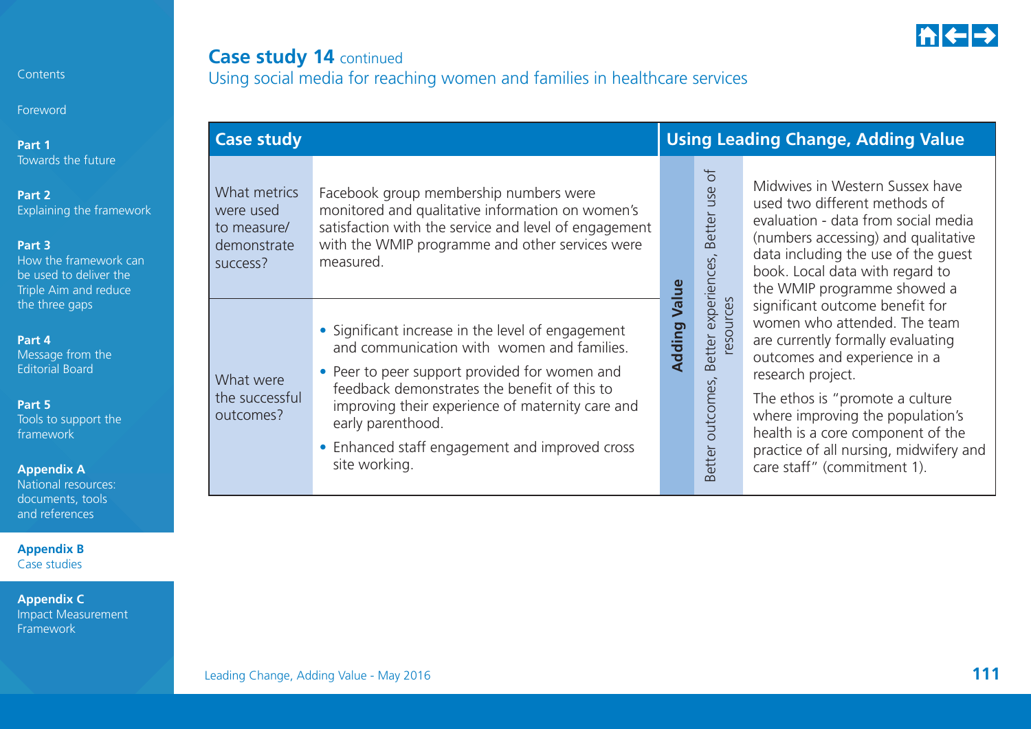## Case study 14 continued

### Using social media for reaching women and families in healthcare services

| Case study | | Using Leading Change, Adding Value | | |
|---|---|---|---|---|
| What metrics were used to measure/demonstrate success? | Facebook group membership numbers were monitored and qualitative information on women's satisfaction with the service and level of engagement with the WMIP programme and other services were measured. | **Adding Value** | Better outcomes, Better experiences, Better use of resources | Midwives in Western Sussex have used two different methods of evaluation - data from social media (numbers accessing) and qualitative data including the use of the guest book. Local data with regard to the WMIP programme showed a significant outcome benefit for women who attended. The team are currently formally evaluating outcomes and experience in a research project.<br><br>The ethos is "promote a culture where improving the population's health is a core component of the practice of all nursing, midwifery and care staff" (commitment 1). |
| What were the successful outcomes? | • Significant increase in the level of engagement and communication with women and families.<br>• Peer to peer support provided for women and feedback demonstrates the benefit of this to improving their experience of maternity care and early parenthood.<br>• Enhanced staff engagement and improved cross site working. | | | |